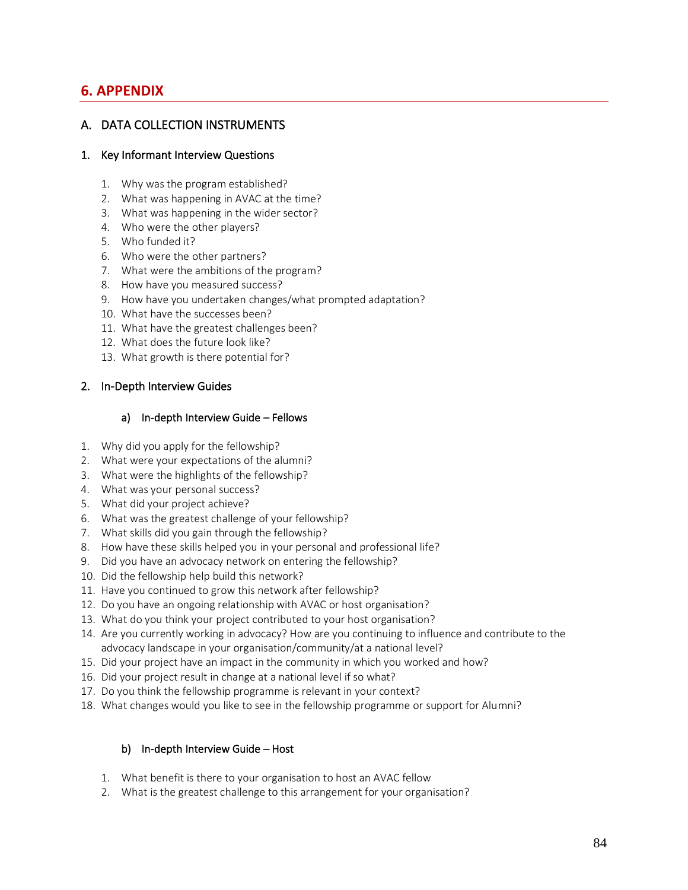# 6. APPENDIX

## A. DATA COLLECTION INSTRUMENTS

### 1. Key Informant Interview Questions

1. Why was the program established?
2. What was happening in AVAC at the time?
3. What was happening in the wider sector?
4. Who were the other players?
5. Who funded it?
6. Who were the other partners?
7. What were the ambitions of the program?
8. How have you measured success?
9. How have you undertaken changes/what prompted adaptation?
10. What have the successes been?
11. What have the greatest challenges been?
12. What does the future look like?
13. What growth is there potential for?

### 2. In-Depth Interview Guides

#### a) In-depth Interview Guide – Fellows

1. Why did you apply for the fellowship?
2. What were your expectations of the alumni?
3. What were the highlights of the fellowship?
4. What was your personal success?
5. What did your project achieve?
6. What was the greatest challenge of your fellowship?
7. What skills did you gain through the fellowship?
8. How have these skills helped you in your personal and professional life?
9. Did you have an advocacy network on entering the fellowship?
10. Did the fellowship help build this network?
11. Have you continued to grow this network after fellowship?
12. Do you have an ongoing relationship with AVAC or host organisation?
13. What do you think your project contributed to your host organisation?
14. Are you currently working in advocacy? How are you continuing to influence and contribute to the advocacy landscape in your organisation/community/at a national level?
15. Did your project have an impact in the community in which you worked and how?
16. Did your project result in change at a national level if so what?
17. Do you think the fellowship programme is relevant in your context?
18. What changes would you like to see in the fellowship programme or support for Alumni?

#### b) In-depth Interview Guide – Host

1. What benefit is there to your organisation to host an AVAC fellow
2. What is the greatest challenge to this arrangement for your organisation?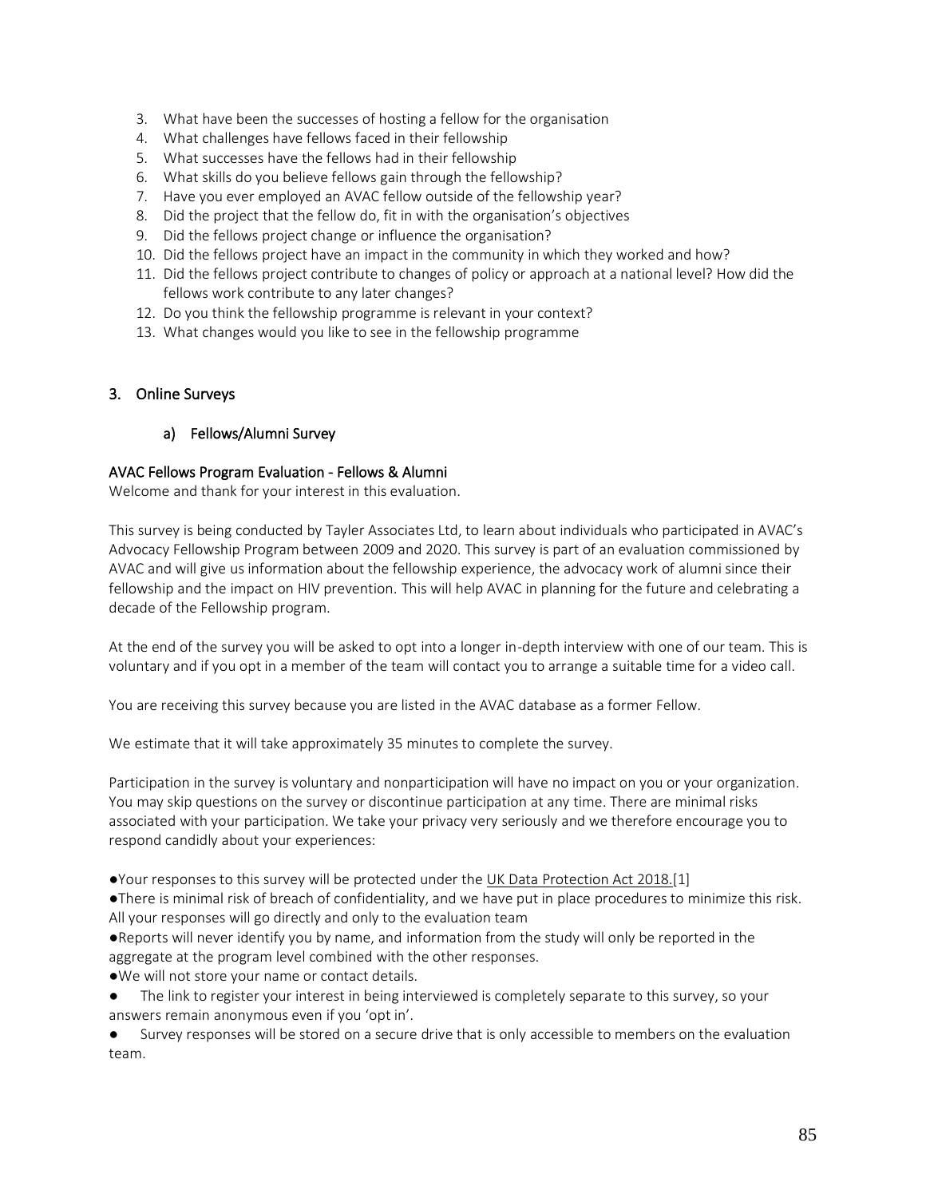3. What have been the successes of hosting a fellow for the organisation
4. What challenges have fellows faced in their fellowship
5. What successes have the fellows had in their fellowship
6. What skills do you believe fellows gain through the fellowship?
7. Have you ever employed an AVAC fellow outside of the fellowship year?
8. Did the project that the fellow do, fit in with the organisation's objectives
9. Did the fellows project change or influence the organisation?
10. Did the fellows project have an impact in the community in which they worked and how?
11. Did the fellows project contribute to changes of policy or approach at a national level? How did the fellows work contribute to any later changes?
12. Do you think the fellowship programme is relevant in your context?
13. What changes would you like to see in the fellowship programme

## 3. Online Surveys

### a) Fellows/Alumni Survey

#### AVAC Fellows Program Evaluation - Fellows & Alumni

Welcome and thank for your interest in this evaluation.

This survey is being conducted by Tayler Associates Ltd, to learn about individuals who participated in AVAC's Advocacy Fellowship Program between 2009 and 2020. This survey is part of an evaluation commissioned by AVAC and will give us information about the fellowship experience, the advocacy work of alumni since their fellowship and the impact on HIV prevention. This will help AVAC in planning for the future and celebrating a decade of the Fellowship program.

At the end of the survey you will be asked to opt into a longer in-depth interview with one of our team. This is voluntary and if you opt in a member of the team will contact you to arrange a suitable time for a video call.

You are receiving this survey because you are listed in the AVAC database as a former Fellow.

We estimate that it will take approximately 35 minutes to complete the survey.

Participation in the survey is voluntary and nonparticipation will have no impact on you or your organization. You may skip questions on the survey or discontinue participation at any time. There are minimal risks associated with your participation. We take your privacy very seriously and we therefore encourage you to respond candidly about your experiences:

- Your responses to this survey will be protected under the UK Data Protection Act 2018.[1]
- There is minimal risk of breach of confidentiality, and we have put in place procedures to minimize this risk. All your responses will go directly and only to the evaluation team
- Reports will never identify you by name, and information from the study will only be reported in the aggregate at the program level combined with the other responses.
- We will not store your name or contact details.
- The link to register your interest in being interviewed is completely separate to this survey, so your answers remain anonymous even if you 'opt in'.
- Survey responses will be stored on a secure drive that is only accessible to members on the evaluation team.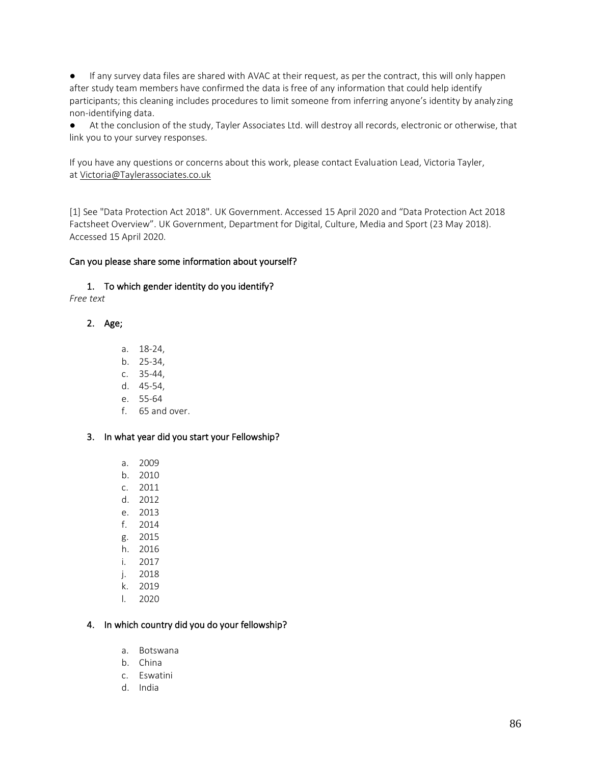- If any survey data files are shared with AVAC at their request, as per the contract, this will only happen after study team members have confirmed the data is free of any information that could help identify participants; this cleaning includes procedures to limit someone from inferring anyone's identity by analyzing non-identifying data.
- At the conclusion of the study, Tayler Associates Ltd. will destroy all records, electronic or otherwise, that link you to your survey responses.

If you have any questions or concerns about this work, please contact Evaluation Lead, Victoria Tayler, at Victoria@Taylerassociates.co.uk

[1] See "Data Protection Act 2018". UK Government. Accessed 15 April 2020 and "Data Protection Act 2018 Factsheet Overview". UK Government, Department for Digital, Culture, Media and Sport (23 May 2018). Accessed 15 April 2020.

### Can you please share some information about yourself?

1. To which gender identity do you identify?

*Free text*

2. Age;
    a. 18-24,
    b. 25-34,
    c. 35-44,
    d. 45-54,
    e. 55-64
    f. 65 and over.

3. In what year did you start your Fellowship?
    a. 2009
    b. 2010
    c. 2011
    d. 2012
    e. 2013
    f. 2014
    g. 2015
    h. 2016
    i. 2017
    j. 2018
    k. 2019
    l. 2020

4. In which country did you do your fellowship?
    a. Botswana
    b. China
    c. Eswatini
    d. India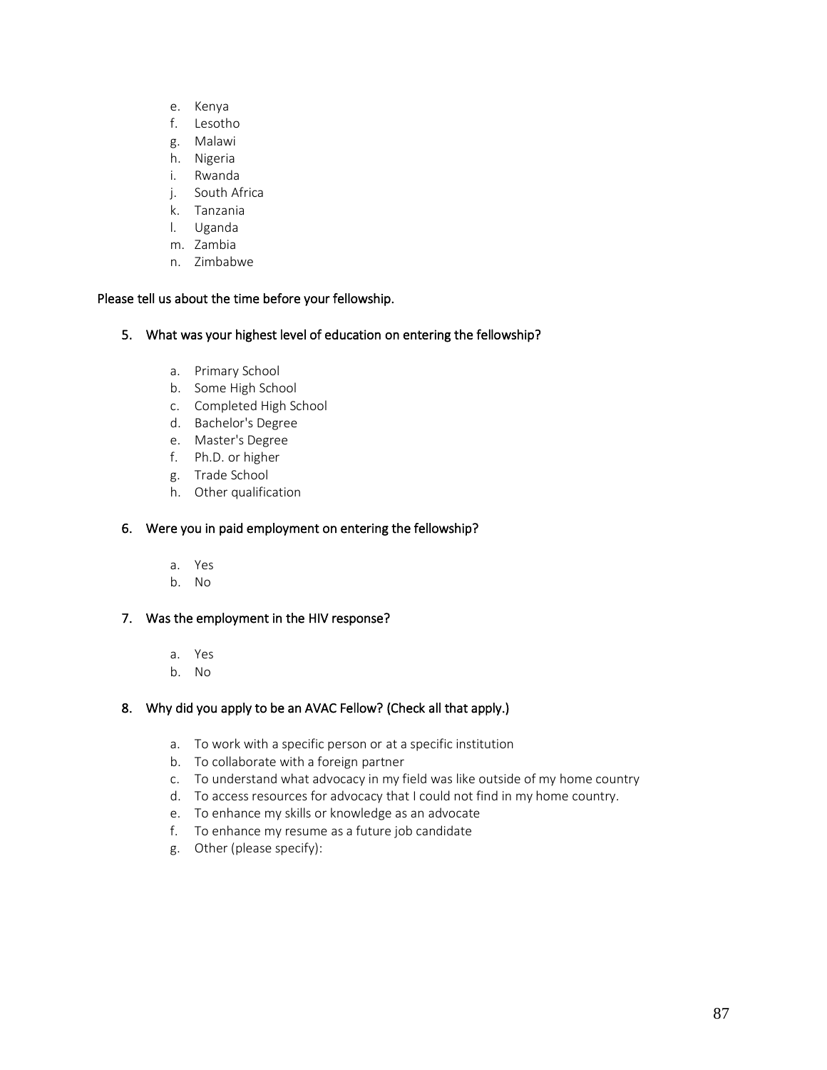e. Kenya
f. Lesotho
g. Malawi
h. Nigeria
i. Rwanda
j. South Africa
k. Tanzania
l. Uganda
m. Zambia
n. Zimbabwe

Please tell us about the time before your fellowship.

5. What was your highest level of education on entering the fellowship?

    a. Primary School
    b. Some High School
    c. Completed High School
    d. Bachelor's Degree
    e. Master's Degree
    f. Ph.D. or higher
    g. Trade School
    h. Other qualification

6. Were you in paid employment on entering the fellowship?

    a. Yes
    b. No

7. Was the employment in the HIV response?

    a. Yes
    b. No

8. Why did you apply to be an AVAC Fellow? (Check all that apply.)

    a. To work with a specific person or at a specific institution
    b. To collaborate with a foreign partner
    c. To understand what advocacy in my field was like outside of my home country
    d. To access resources for advocacy that I could not find in my home country.
    e. To enhance my skills or knowledge as an advocate
    f. To enhance my resume as a future job candidate
    g. Other (please specify):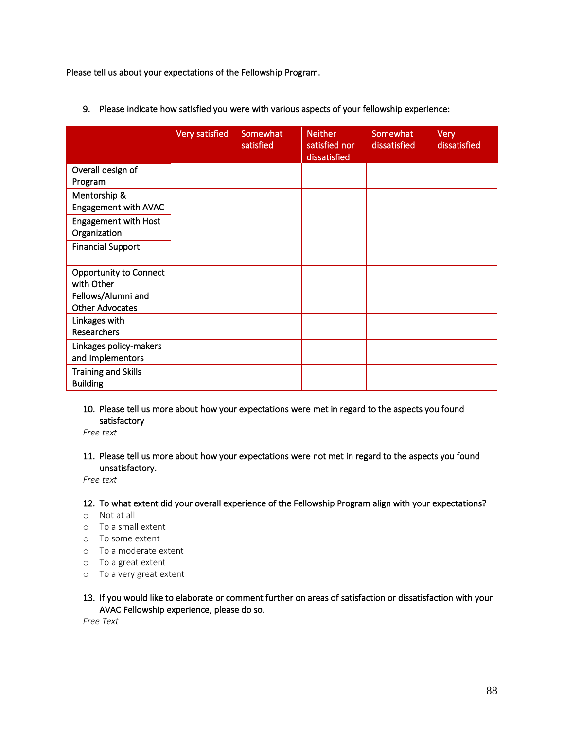Please tell us about your expectations of the Fellowship Program.

9. Please indicate how satisfied you were with various aspects of your fellowship experience:

| | Very satisfied | Somewhat satisfied | Neither satisfied nor dissatisfied | Somewhat dissatisfied | Very dissatisfied |
|---|---|---|---|---|---|
| Overall design of Program | | | | | |
| Mentorship & Engagement with AVAC | | | | | |
| Engagement with Host Organization | | | | | |
| Financial Support | | | | | |
| Opportunity to Connect with Other Fellows/Alumni and Other Advocates | | | | | |
| Linkages with Researchers | | | | | |
| Linkages policy-makers and Implementors | | | | | |
| Training and Skills Building | | | | | |

10. Please tell us more about how your expectations were met in regard to the aspects you found satisfactory

*Free text*

11. Please tell us more about how your expectations were not met in regard to the aspects you found unsatisfactory.

*Free text*

12. To what extent did your overall experience of the Fellowship Program align with your expectations?

- Not at all
- To a small extent
- To some extent
- To a moderate extent
- To a great extent
- To a very great extent

13. If you would like to elaborate or comment further on areas of satisfaction or dissatisfaction with your AVAC Fellowship experience, please do so.

*Free Text*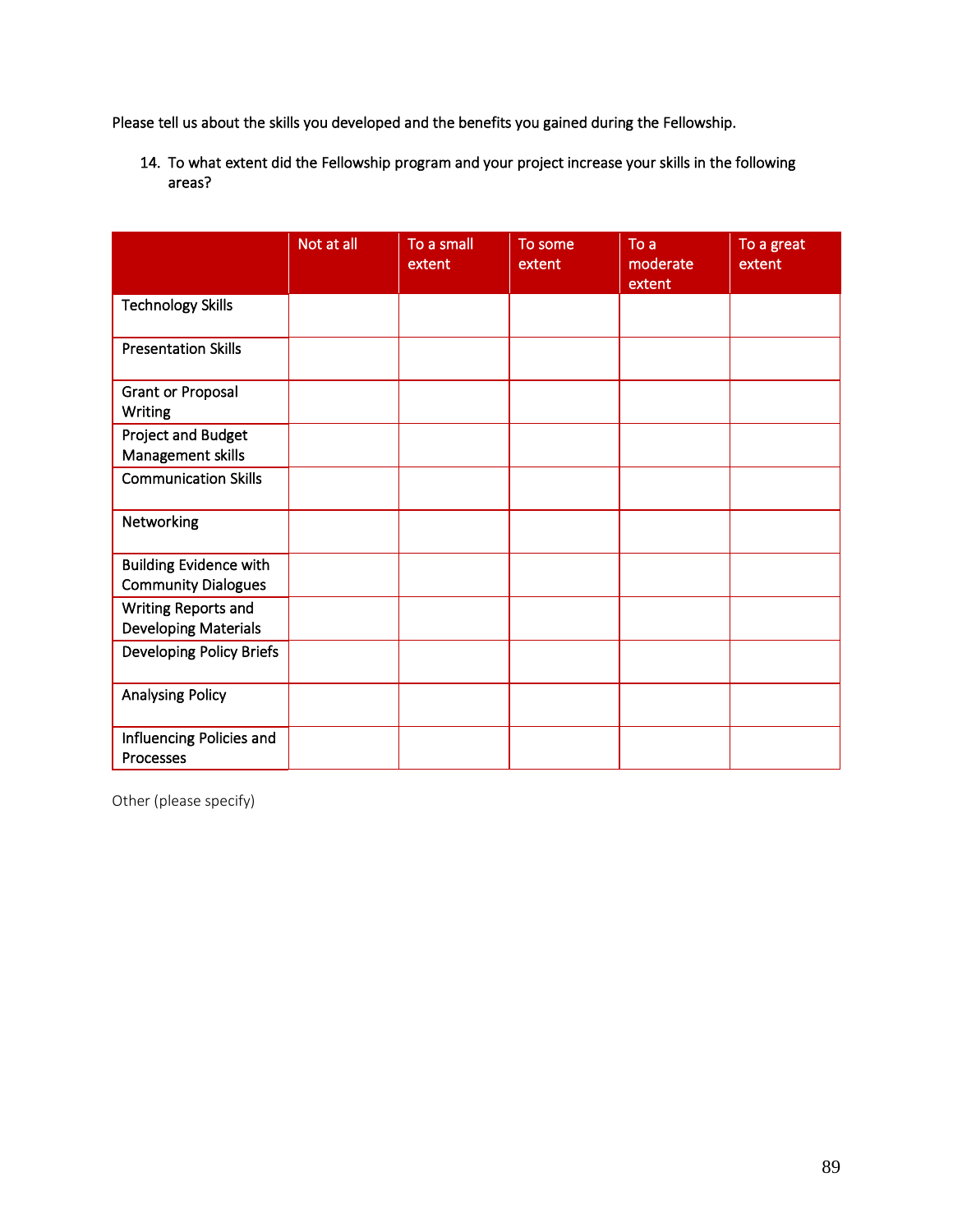Please tell us about the skills you developed and the benefits you gained during the Fellowship.

14. To what extent did the Fellowship program and your project increase your skills in the following areas?

| | Not at all | To a small extent | To some extent | To a moderate extent | To a great extent |
|---|---|---|---|---|---|
| Technology Skills | | | | | |
| Presentation Skills | | | | | |
| Grant or Proposal Writing | | | | | |
| Project and Budget Management skills | | | | | |
| Communication Skills | | | | | |
| Networking | | | | | |
| Building Evidence with Community Dialogues | | | | | |
| Writing Reports and Developing Materials | | | | | |
| Developing Policy Briefs | | | | | |
| Analysing Policy | | | | | |
| Influencing Policies and Processes | | | | | |

Other (please specify)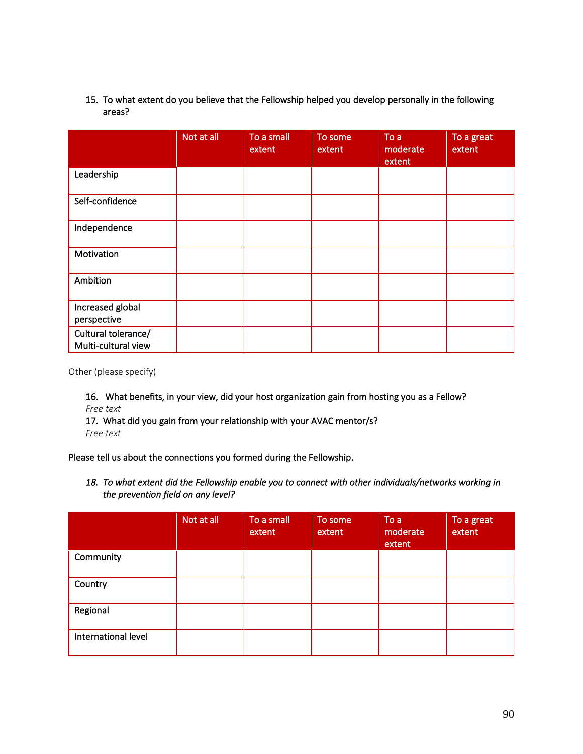15. To what extent do you believe that the Fellowship helped you develop personally in the following areas?

| | Not at all | To a small extent | To some extent | To a moderate extent | To a great extent |
|---|---|---|---|---|---|
| Leadership | | | | | |
| Self-confidence | | | | | |
| Independence | | | | | |
| Motivation | | | | | |
| Ambition | | | | | |
| Increased global perspective | | | | | |
| Cultural tolerance/ Multi-cultural view | | | | | |

Other (please specify)

16. What benefits, in your view, did your host organization gain from hosting you as a Fellow?
*Free text*
17. What did you gain from your relationship with your AVAC mentor/s?
*Free text*

Please tell us about the connections you formed during the Fellowship.

18. *To what extent did the Fellowship enable you to connect with other individuals/networks working in the prevention field on any level?*

| | Not at all | To a small extent | To some extent | To a moderate extent | To a great extent |
|---|---|---|---|---|---|
| Community | | | | | |
| Country | | | | | |
| Regional | | | | | |
| International level | | | | | |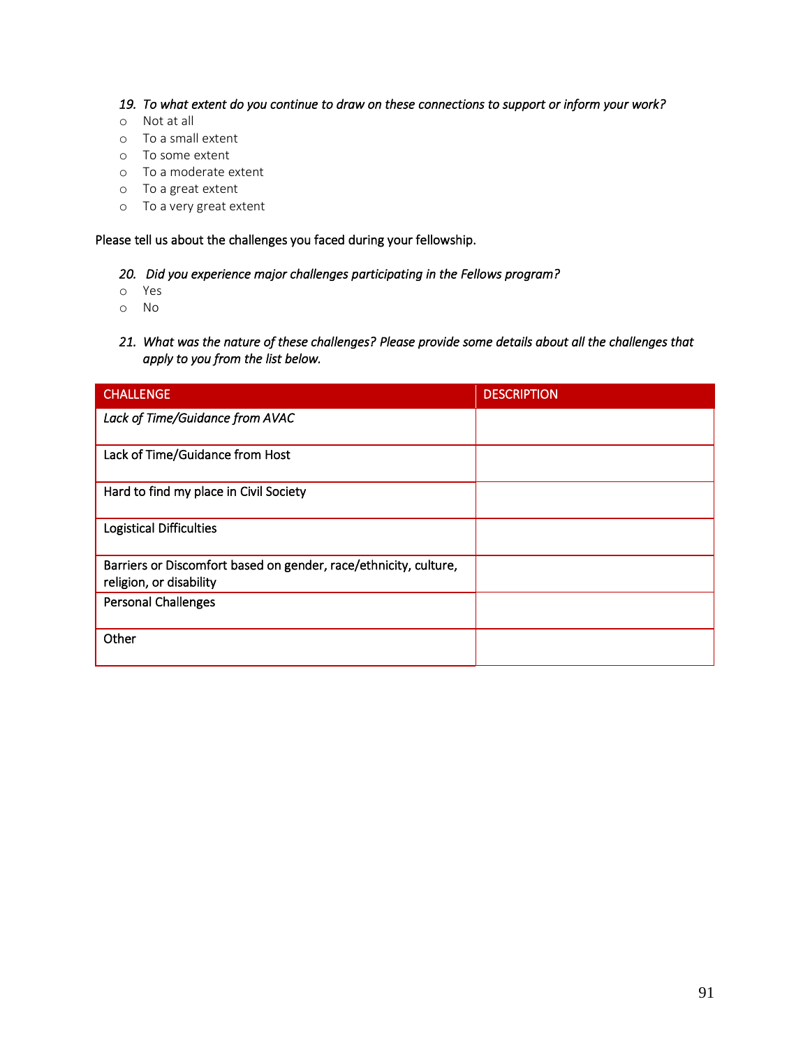*19. To what extent do you continue to draw on these connections to support or inform your work?*

- Not at all
- To a small extent
- To some extent
- To a moderate extent
- To a great extent
- To a very great extent

Please tell us about the challenges you faced during your fellowship.

*20. Did you experience major challenges participating in the Fellows program?*

- Yes
- No

*21. What was the nature of these challenges? Please provide some details about all the challenges that apply to you from the list below.*

| CHALLENGE | DESCRIPTION |
| --- | --- |
| *Lack of Time/Guidance from AVAC* | |
| Lack of Time/Guidance from Host | |
| Hard to find my place in Civil Society | |
| Logistical Difficulties | |
| Barriers or Discomfort based on gender, race/ethnicity, culture, religion, or disability | |
| Personal Challenges | |
| Other | |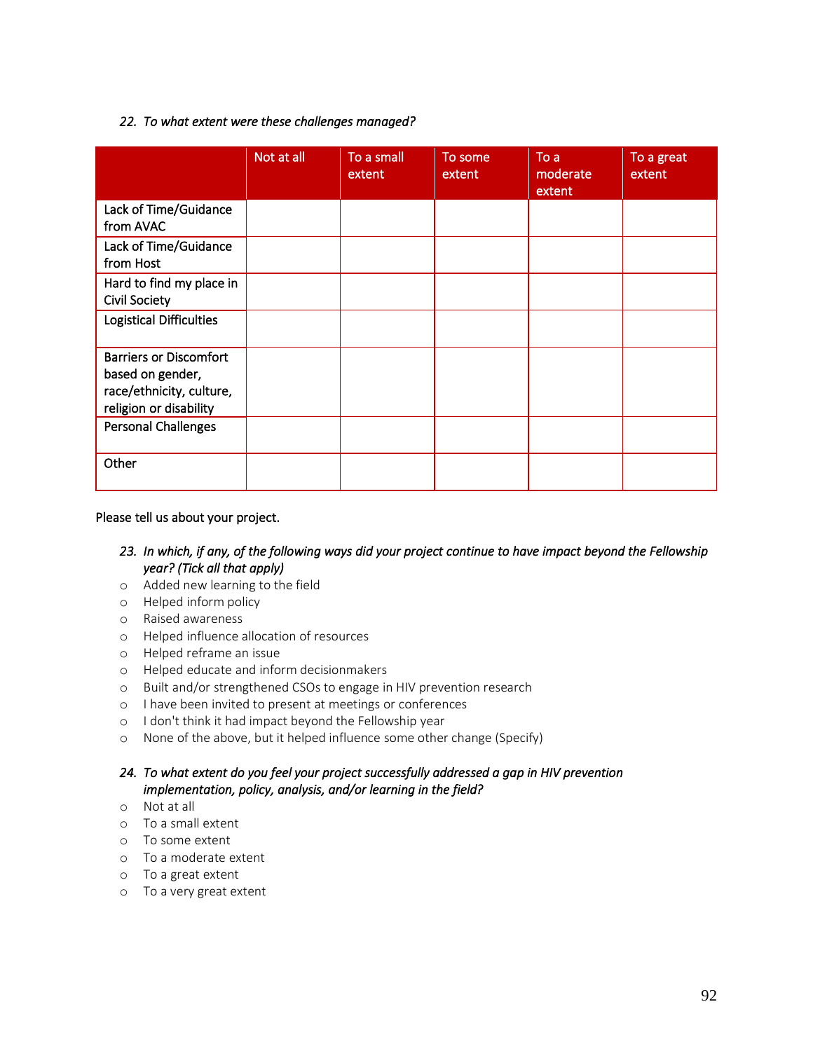22. *To what extent were these challenges managed?*

| | Not at all | To a small extent | To some extent | To a moderate extent | To a great extent |
|---|---|---|---|---|---|
| Lack of Time/Guidance from AVAC | | | | | |
| Lack of Time/Guidance from Host | | | | | |
| Hard to find my place in Civil Society | | | | | |
| Logistical Difficulties | | | | | |
| Barriers or Discomfort based on gender, race/ethnicity, culture, religion or disability | | | | | |
| Personal Challenges | | | | | |
| Other | | | | | |

Please tell us about your project.

23. *In which, if any, of the following ways did your project continue to have impact beyond the Fellowship year? (Tick all that apply)*

- o Added new learning to the field
- o Helped inform policy
- o Raised awareness
- o Helped influence allocation of resources
- o Helped reframe an issue
- o Helped educate and inform decisionmakers
- o Built and/or strengthened CSOs to engage in HIV prevention research
- o I have been invited to present at meetings or conferences
- o I don't think it had impact beyond the Fellowship year
- o None of the above, but it helped influence some other change (Specify)

24. *To what extent do you feel your project successfully addressed a gap in HIV prevention implementation, policy, analysis, and/or learning in the field?*

- o Not at all
- o To a small extent
- o To some extent
- o To a moderate extent
- o To a great extent
- o To a very great extent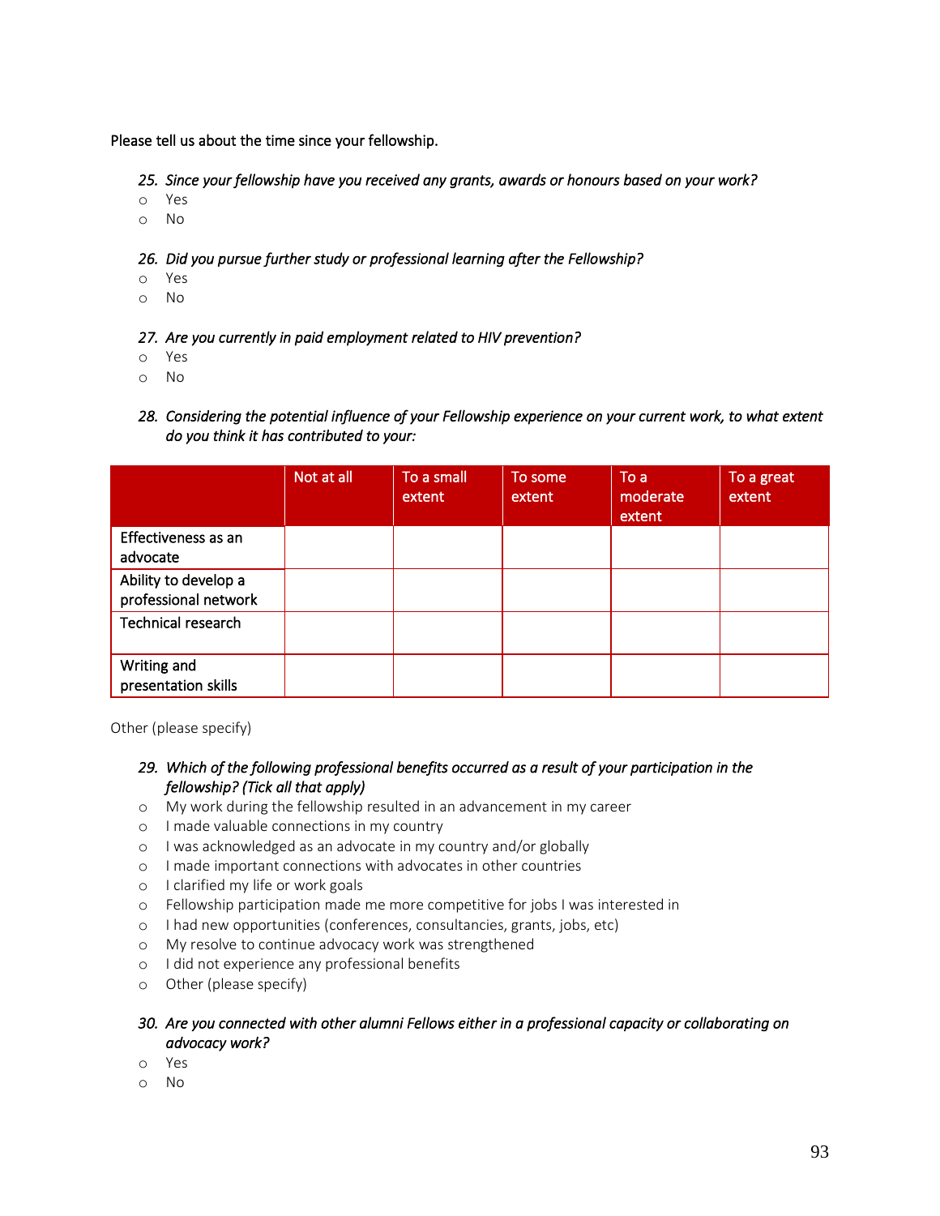Please tell us about the time since your fellowship.

*25. Since your fellowship have you received any grants, awards or honours based on your work?*

- Yes
- No

*26. Did you pursue further study or professional learning after the Fellowship?*

- Yes
- No

*27. Are you currently in paid employment related to HIV prevention?*

- Yes
- No

*28. Considering the potential influence of your Fellowship experience on your current work, to what extent do you think it has contributed to your:*

| | Not at all | To a small extent | To some extent | To a moderate extent | To a great extent |
|---|---|---|---|---|---|
| Effectiveness as an advocate | | | | | |
| Ability to develop a professional network | | | | | |
| Technical research | | | | | |
| Writing and presentation skills | | | | | |

Other (please specify)

*29. Which of the following professional benefits occurred as a result of your participation in the fellowship? (Tick all that apply)*

- My work during the fellowship resulted in an advancement in my career
- I made valuable connections in my country
- I was acknowledged as an advocate in my country and/or globally
- I made important connections with advocates in other countries
- I clarified my life or work goals
- Fellowship participation made me more competitive for jobs I was interested in
- I had new opportunities (conferences, consultancies, grants, jobs, etc)
- My resolve to continue advocacy work was strengthened
- I did not experience any professional benefits
- Other (please specify)

*30. Are you connected with other alumni Fellows either in a professional capacity or collaborating on advocacy work?*

- Yes
- No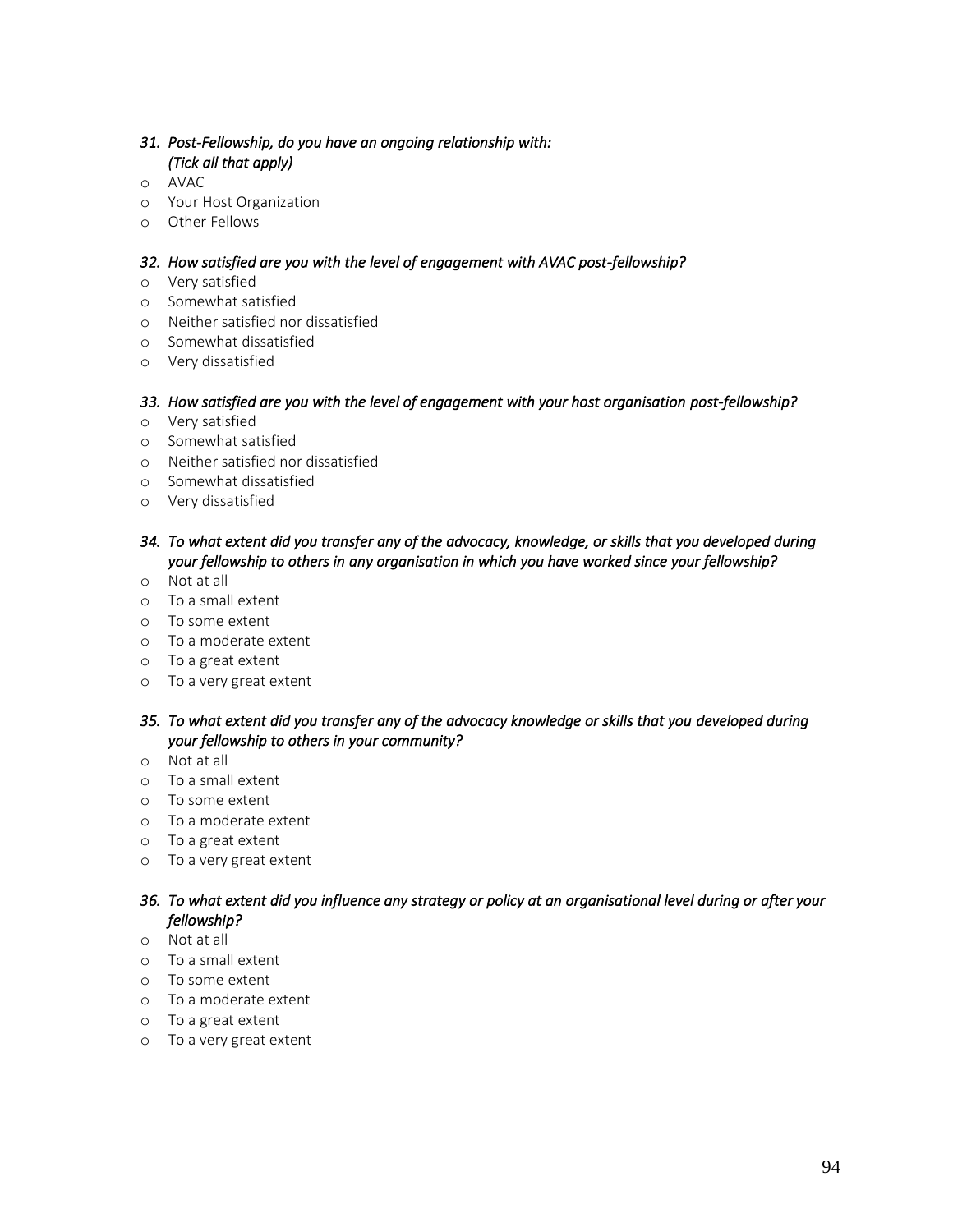*31. Post-Fellowship, do you have an ongoing relationship with:*
*(Tick all that apply)*

- AVAC
- Your Host Organization
- Other Fellows

*32. How satisfied are you with the level of engagement with AVAC post-fellowship?*

- Very satisfied
- Somewhat satisfied
- Neither satisfied nor dissatisfied
- Somewhat dissatisfied
- Very dissatisfied

*33. How satisfied are you with the level of engagement with your host organisation post-fellowship?*

- Very satisfied
- Somewhat satisfied
- Neither satisfied nor dissatisfied
- Somewhat dissatisfied
- Very dissatisfied

*34. To what extent did you transfer any of the advocacy, knowledge, or skills that you developed during your fellowship to others in any organisation in which you have worked since your fellowship?*

- Not at all
- To a small extent
- To some extent
- To a moderate extent
- To a great extent
- To a very great extent

*35. To what extent did you transfer any of the advocacy knowledge or skills that you developed during your fellowship to others in your community?*

- Not at all
- To a small extent
- To some extent
- To a moderate extent
- To a great extent
- To a very great extent

*36. To what extent did you influence any strategy or policy at an organisational level during or after your fellowship?*

- Not at all
- To a small extent
- To some extent
- To a moderate extent
- To a great extent
- To a very great extent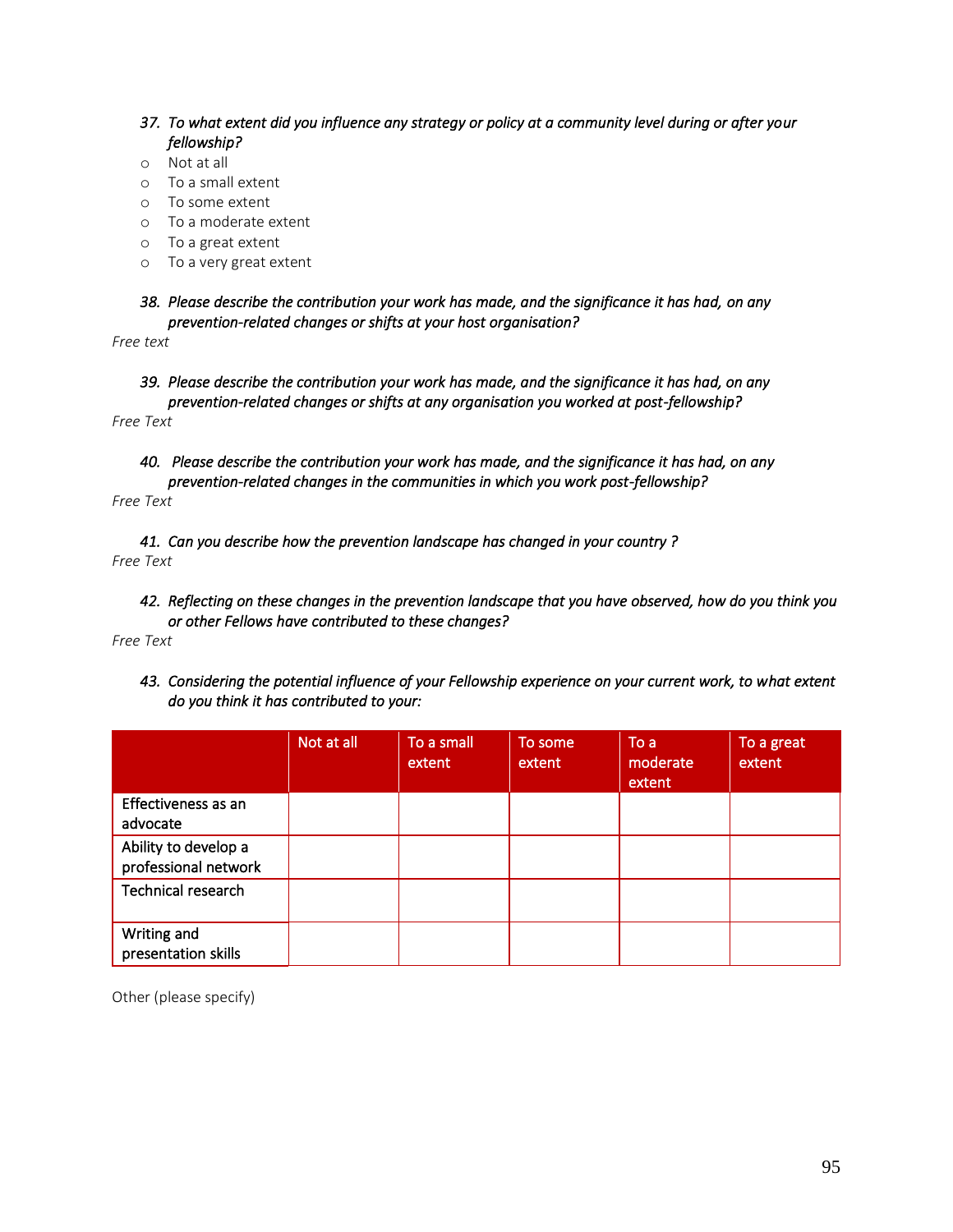37. *To what extent did you influence any strategy or policy at a community level during or after your fellowship?*

- Not at all
- To a small extent
- To some extent
- To a moderate extent
- To a great extent
- To a very great extent

38. *Please describe the contribution your work has made, and the significance it has had, on any prevention-related changes or shifts at your host organisation?*

*Free text*

39. *Please describe the contribution your work has made, and the significance it has had, on any prevention-related changes or shifts at any organisation you worked at post-fellowship?*

*Free Text*

40. *Please describe the contribution your work has made, and the significance it has had, on any prevention-related changes in the communities in which you work post-fellowship?*

*Free Text*

41. *Can you describe how the prevention landscape has changed in your country ?*

*Free Text*

42. *Reflecting on these changes in the prevention landscape that you have observed, how do you think you or other Fellows have contributed to these changes?*

*Free Text*

43. *Considering the potential influence of your Fellowship experience on your current work, to what extent do you think it has contributed to your:*

| | Not at all | To a small extent | To some extent | To a moderate extent | To a great extent |
|---|---|---|---|---|---|
| Effectiveness as an advocate | | | | | |
| Ability to develop a professional network | | | | | |
| Technical research | | | | | |
| Writing and presentation skills | | | | | |

Other (please specify)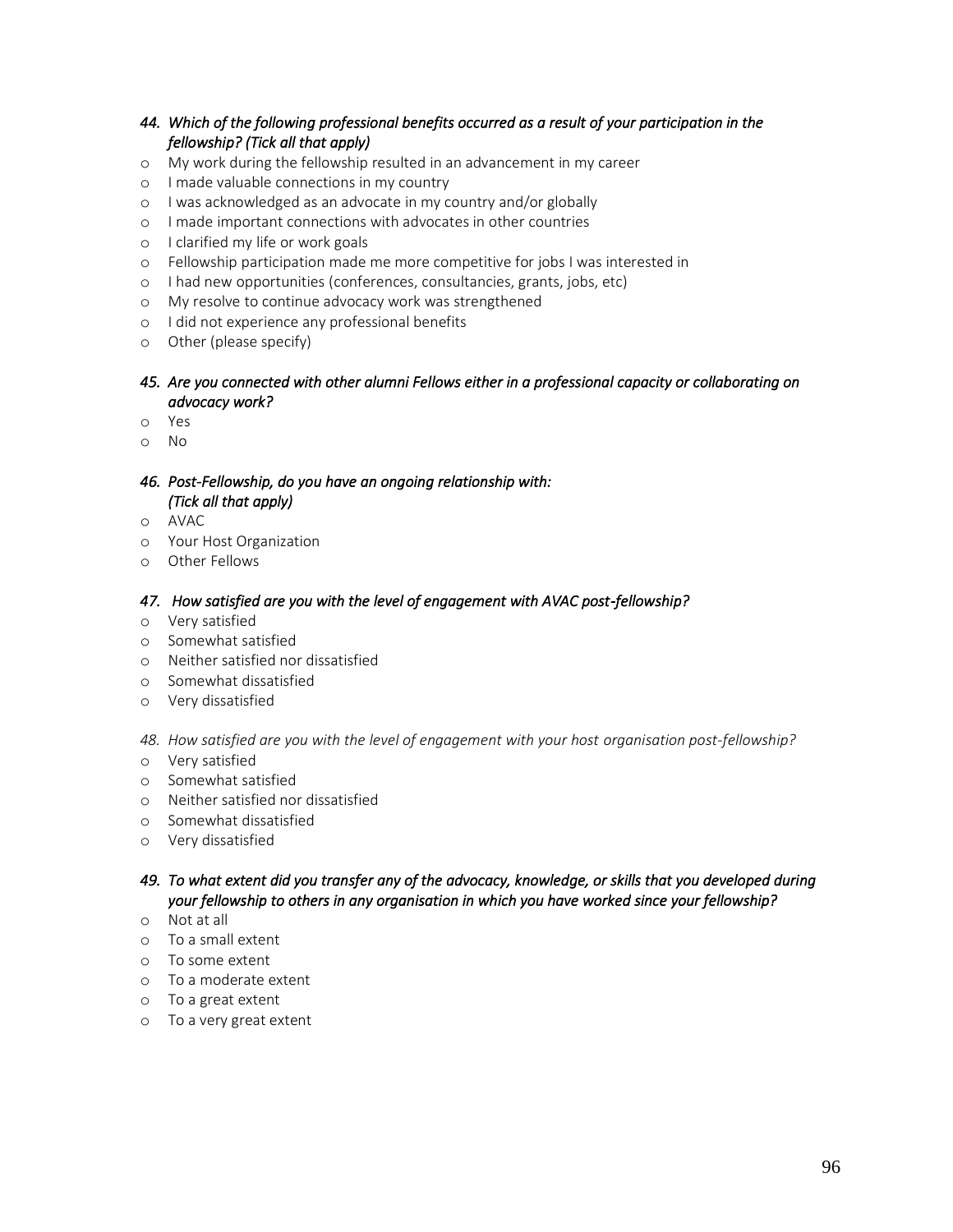*44. Which of the following professional benefits occurred as a result of your participation in the fellowship? (Tick all that apply)*

- My work during the fellowship resulted in an advancement in my career
- I made valuable connections in my country
- I was acknowledged as an advocate in my country and/or globally
- I made important connections with advocates in other countries
- I clarified my life or work goals
- Fellowship participation made me more competitive for jobs I was interested in
- I had new opportunities (conferences, consultancies, grants, jobs, etc)
- My resolve to continue advocacy work was strengthened
- I did not experience any professional benefits
- Other (please specify)

*45. Are you connected with other alumni Fellows either in a professional capacity or collaborating on advocacy work?*

- Yes
- No

*46. Post-Fellowship, do you have an ongoing relationship with: (Tick all that apply)*

- AVAC
- Your Host Organization
- Other Fellows

*47. How satisfied are you with the level of engagement with AVAC post-fellowship?*

- Very satisfied
- Somewhat satisfied
- Neither satisfied nor dissatisfied
- Somewhat dissatisfied
- Very dissatisfied

*48. How satisfied are you with the level of engagement with your host organisation post-fellowship?*

- Very satisfied
- Somewhat satisfied
- Neither satisfied nor dissatisfied
- Somewhat dissatisfied
- Very dissatisfied

*49. To what extent did you transfer any of the advocacy, knowledge, or skills that you developed during your fellowship to others in any organisation in which you have worked since your fellowship?*

- Not at all
- To a small extent
- To some extent
- To a moderate extent
- To a great extent
- To a very great extent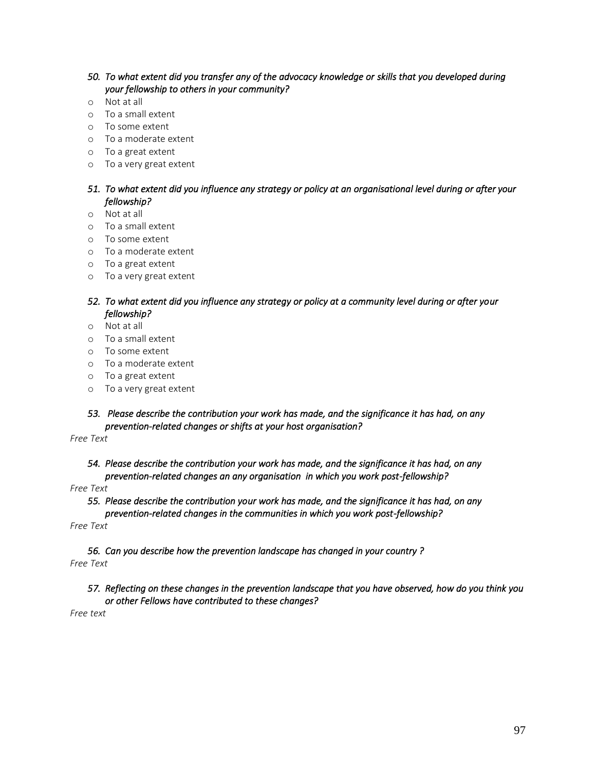*50. To what extent did you transfer any of the advocacy knowledge or skills that you developed during your fellowship to others in your community?*

- Not at all
- To a small extent
- To some extent
- To a moderate extent
- To a great extent
- To a very great extent

*51. To what extent did you influence any strategy or policy at an organisational level during or after your fellowship?*

- Not at all
- To a small extent
- To some extent
- To a moderate extent
- To a great extent
- To a very great extent

*52. To what extent did you influence any strategy or policy at a community level during or after your fellowship?*

- Not at all
- To a small extent
- To some extent
- To a moderate extent
- To a great extent
- To a very great extent

*53. Please describe the contribution your work has made, and the significance it has had, on any prevention-related changes or shifts at your host organisation?*

*Free Text*

*54. Please describe the contribution your work has made, and the significance it has had, on any prevention-related changes an any organisation in which you work post-fellowship?*

*Free Text*

*55. Please describe the contribution your work has made, and the significance it has had, on any prevention-related changes in the communities in which you work post-fellowship?*

*Free Text*

*56. Can you describe how the prevention landscape has changed in your country ?*

*Free Text*

*57. Reflecting on these changes in the prevention landscape that you have observed, how do you think you or other Fellows have contributed to these changes?*

*Free text*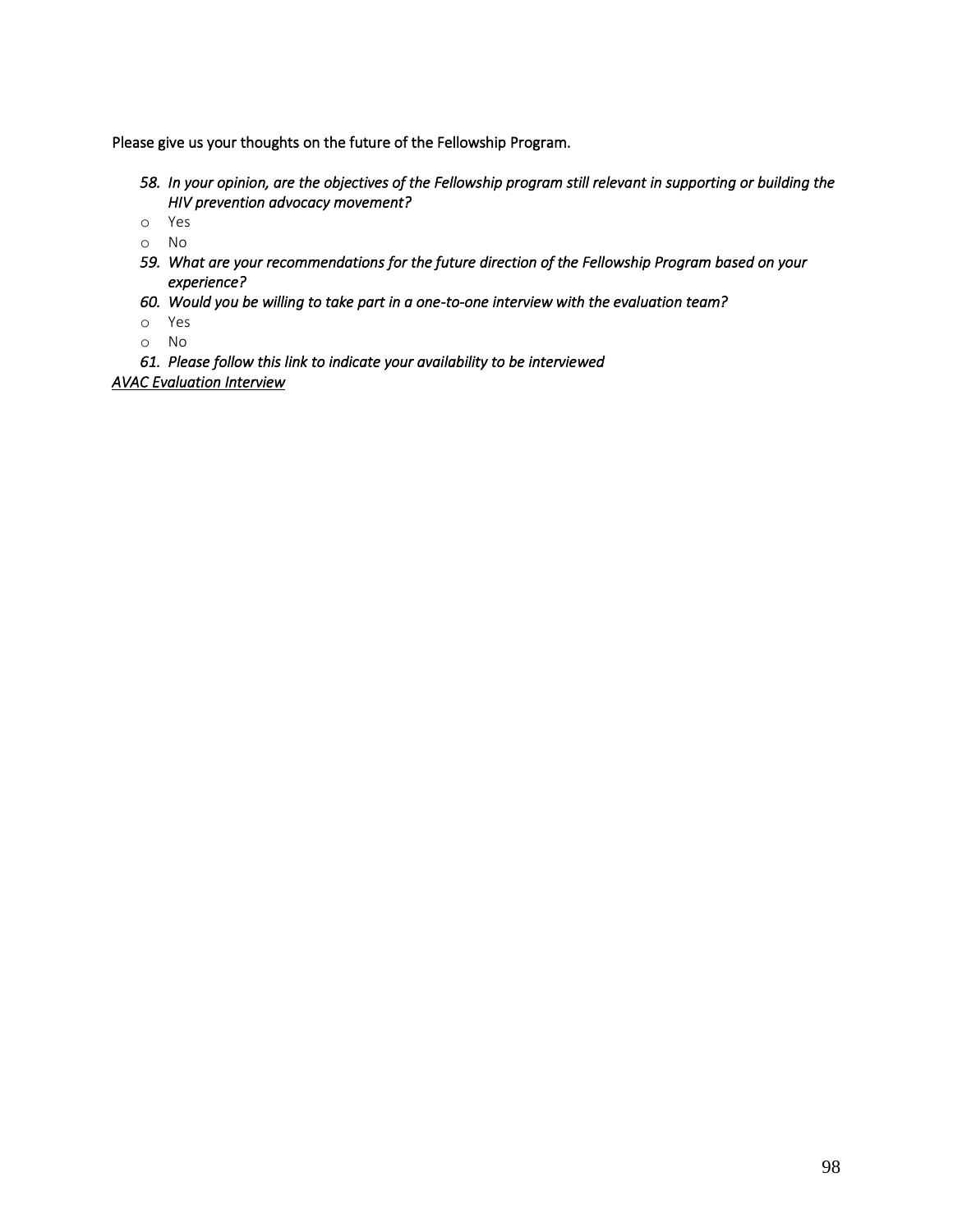Please give us your thoughts on the future of the Fellowship Program.

58. *In your opinion, are the objectives of the Fellowship program still relevant in supporting or building the HIV prevention advocacy movement?*
    - Yes
    - No
59. *What are your recommendations for the future direction of the Fellowship Program based on your experience?*
60. *Would you be willing to take part in a one-to-one interview with the evaluation team?*
    - Yes
    - No
61. *Please follow this link to indicate your availability to be interviewed*

*AVAC Evaluation Interview*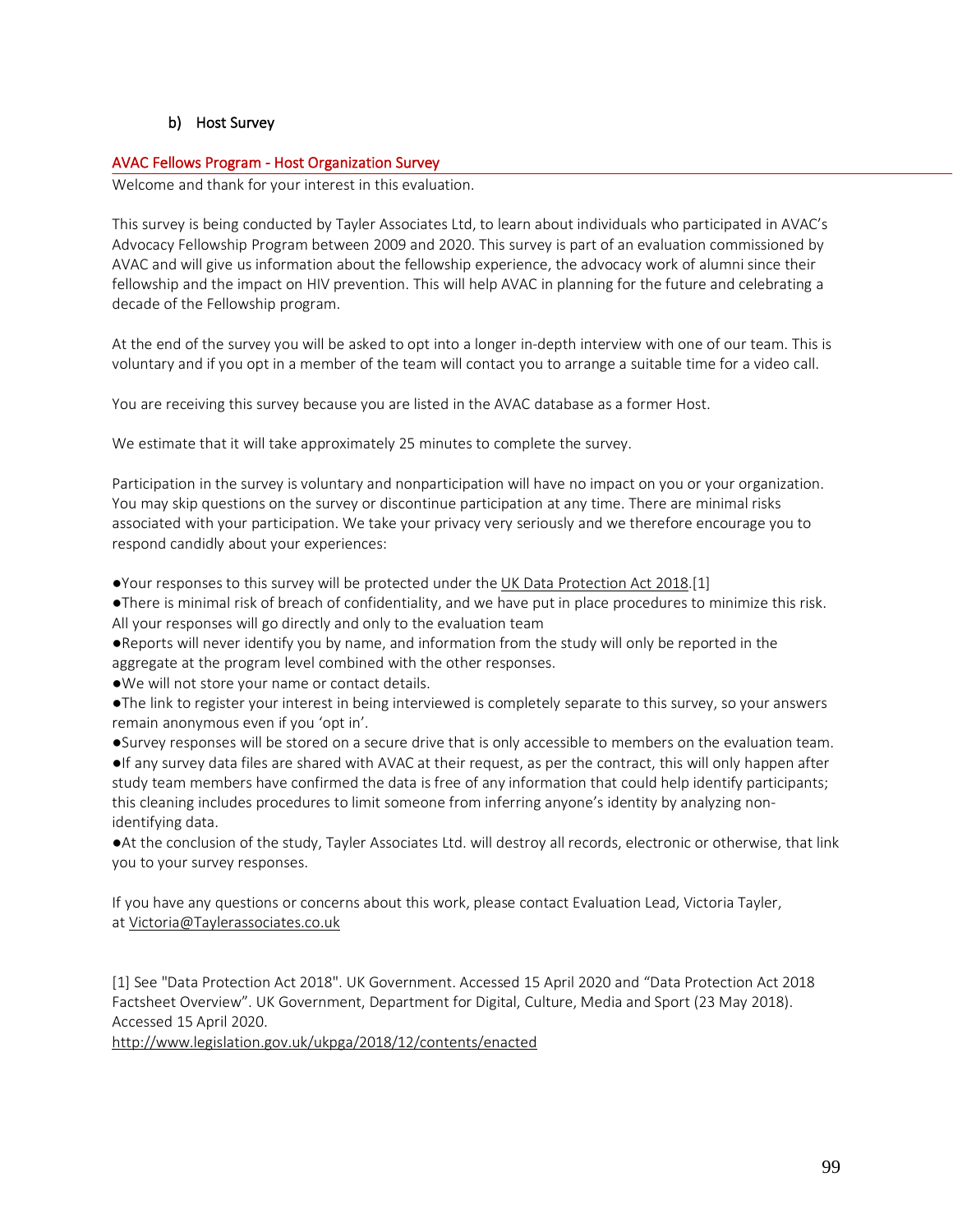## b) Host Survey

### AVAC Fellows Program - Host Organization Survey

Welcome and thank for your interest in this evaluation.

This survey is being conducted by Tayler Associates Ltd, to learn about individuals who participated in AVAC's Advocacy Fellowship Program between 2009 and 2020. This survey is part of an evaluation commissioned by AVAC and will give us information about the fellowship experience, the advocacy work of alumni since their fellowship and the impact on HIV prevention. This will help AVAC in planning for the future and celebrating a decade of the Fellowship program.

At the end of the survey you will be asked to opt into a longer in-depth interview with one of our team. This is voluntary and if you opt in a member of the team will contact you to arrange a suitable time for a video call.

You are receiving this survey because you are listed in the AVAC database as a former Host.

We estimate that it will take approximately 25 minutes to complete the survey.

Participation in the survey is voluntary and nonparticipation will have no impact on you or your organization. You may skip questions on the survey or discontinue participation at any time. There are minimal risks associated with your participation. We take your privacy very seriously and we therefore encourage you to respond candidly about your experiences:

- Your responses to this survey will be protected under the UK Data Protection Act 2018.[1]
- There is minimal risk of breach of confidentiality, and we have put in place procedures to minimize this risk. All your responses will go directly and only to the evaluation team
- Reports will never identify you by name, and information from the study will only be reported in the aggregate at the program level combined with the other responses.
- We will not store your name or contact details.
- The link to register your interest in being interviewed is completely separate to this survey, so your answers remain anonymous even if you 'opt in'.
- Survey responses will be stored on a secure drive that is only accessible to members on the evaluation team.
- If any survey data files are shared with AVAC at their request, as per the contract, this will only happen after study team members have confirmed the data is free of any information that could help identify participants; this cleaning includes procedures to limit someone from inferring anyone's identity by analyzing non-identifying data.
- At the conclusion of the study, Tayler Associates Ltd. will destroy all records, electronic or otherwise, that link you to your survey responses.

If you have any questions or concerns about this work, please contact Evaluation Lead, Victoria Tayler, at Victoria@Taylerassociates.co.uk

[1] See "Data Protection Act 2018". UK Government. Accessed 15 April 2020 and "Data Protection Act 2018 Factsheet Overview". UK Government, Department for Digital, Culture, Media and Sport (23 May 2018). Accessed 15 April 2020.
http://www.legislation.gov.uk/ukpga/2018/12/contents/enacted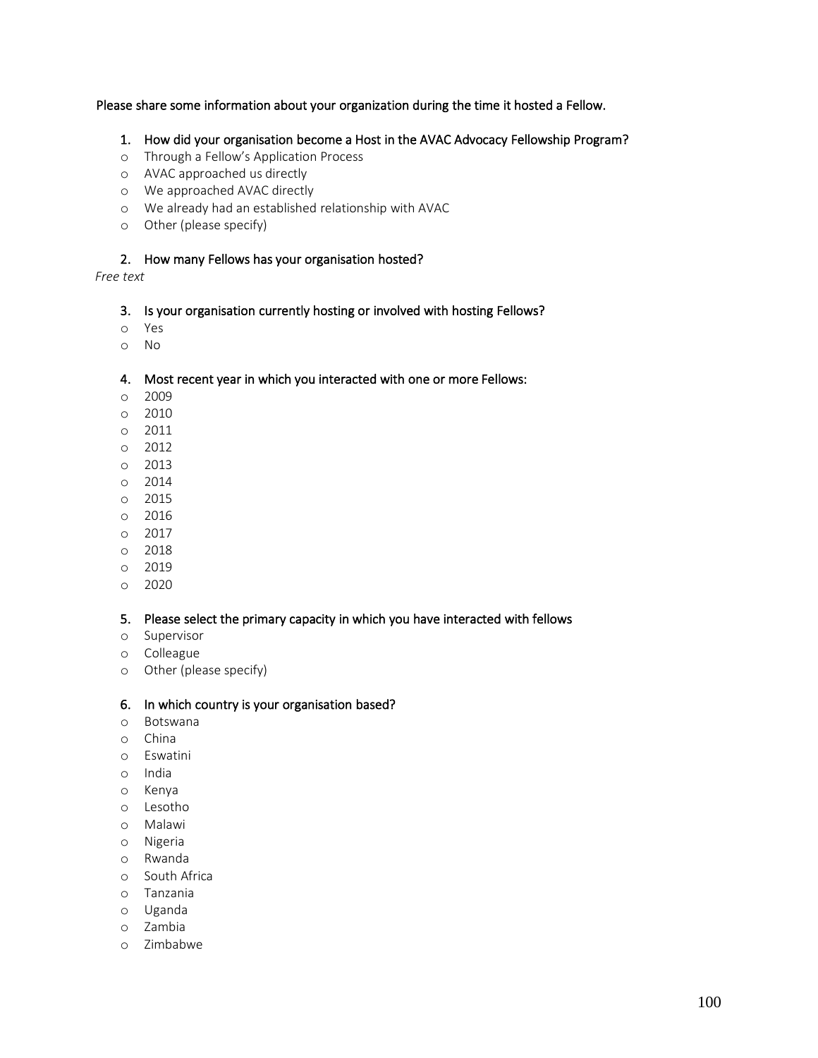Please share some information about your organization during the time it hosted a Fellow.

1. How did your organisation become a Host in the AVAC Advocacy Fellowship Program?

- Through a Fellow's Application Process
- AVAC approached us directly
- We approached AVAC directly
- We already had an established relationship with AVAC
- Other (please specify)

2. How many Fellows has your organisation hosted?

*Free text*

3. Is your organisation currently hosting or involved with hosting Fellows?

- Yes
- No

4. Most recent year in which you interacted with one or more Fellows:

- 2009
- 2010
- 2011
- 2012
- 2013
- 2014
- 2015
- 2016
- 2017
- 2018
- 2019
- 2020

5. Please select the primary capacity in which you have interacted with fellows

- Supervisor
- Colleague
- Other (please specify)

6. In which country is your organisation based?

- Botswana
- China
- Eswatini
- India
- Kenya
- Lesotho
- Malawi
- Nigeria
- Rwanda
- South Africa
- Tanzania
- Uganda
- Zambia
- Zimbabwe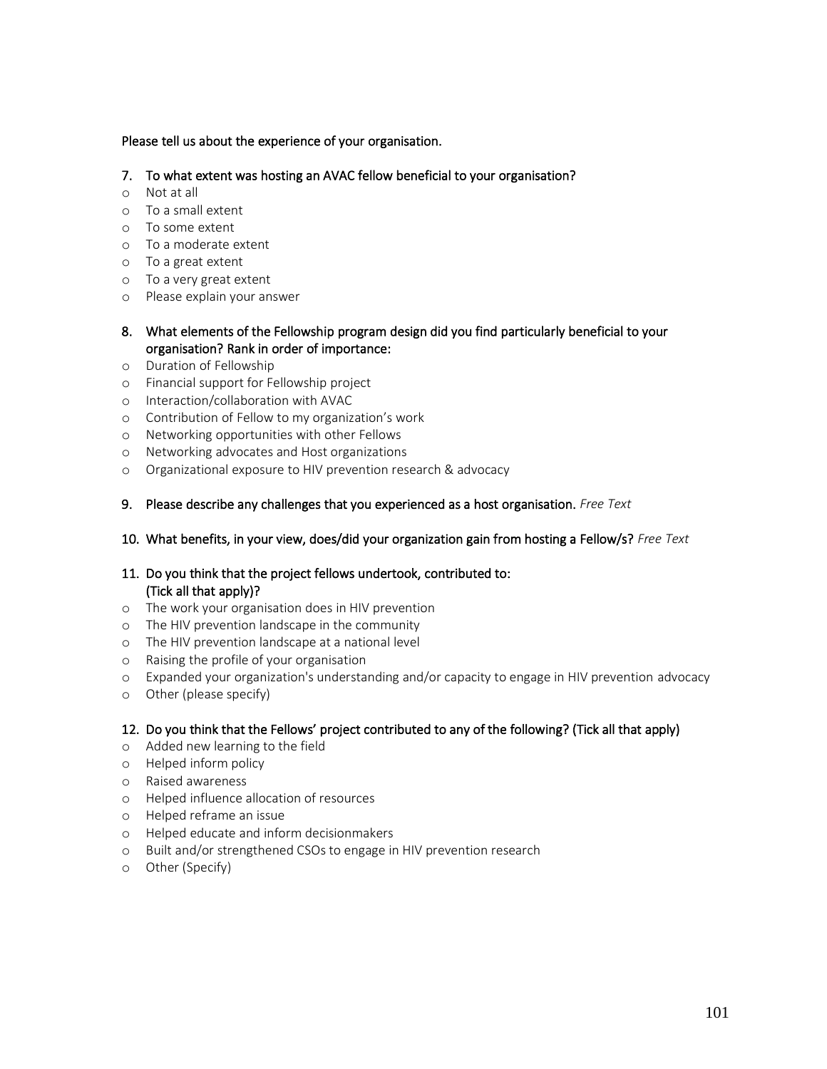Please tell us about the experience of your organisation.

7. To what extent was hosting an AVAC fellow beneficial to your organisation?
   - Not at all
   - To a small extent
   - To some extent
   - To a moderate extent
   - To a great extent
   - To a very great extent
   - Please explain your answer

8. What elements of the Fellowship program design did you find particularly beneficial to your organisation? Rank in order of importance:
   - Duration of Fellowship
   - Financial support for Fellowship project
   - Interaction/collaboration with AVAC
   - Contribution of Fellow to my organization's work
   - Networking opportunities with other Fellows
   - Networking advocates and Host organizations
   - Organizational exposure to HIV prevention research & advocacy

9. Please describe any challenges that you experienced as a host organisation. *Free Text*

10. What benefits, in your view, does/did your organization gain from hosting a Fellow/s? *Free Text*

11. Do you think that the project fellows undertook, contributed to: (Tick all that apply)?
    - The work your organisation does in HIV prevention
    - The HIV prevention landscape in the community
    - The HIV prevention landscape at a national level
    - Raising the profile of your organisation
    - Expanded your organization's understanding and/or capacity to engage in HIV prevention advocacy
    - Other (please specify)

12. Do you think that the Fellows' project contributed to any of the following? (Tick all that apply)
    - Added new learning to the field
    - Helped inform policy
    - Raised awareness
    - Helped influence allocation of resources
    - Helped reframe an issue
    - Helped educate and inform decisionmakers
    - Built and/or strengthened CSOs to engage in HIV prevention research
    - Other (Specify)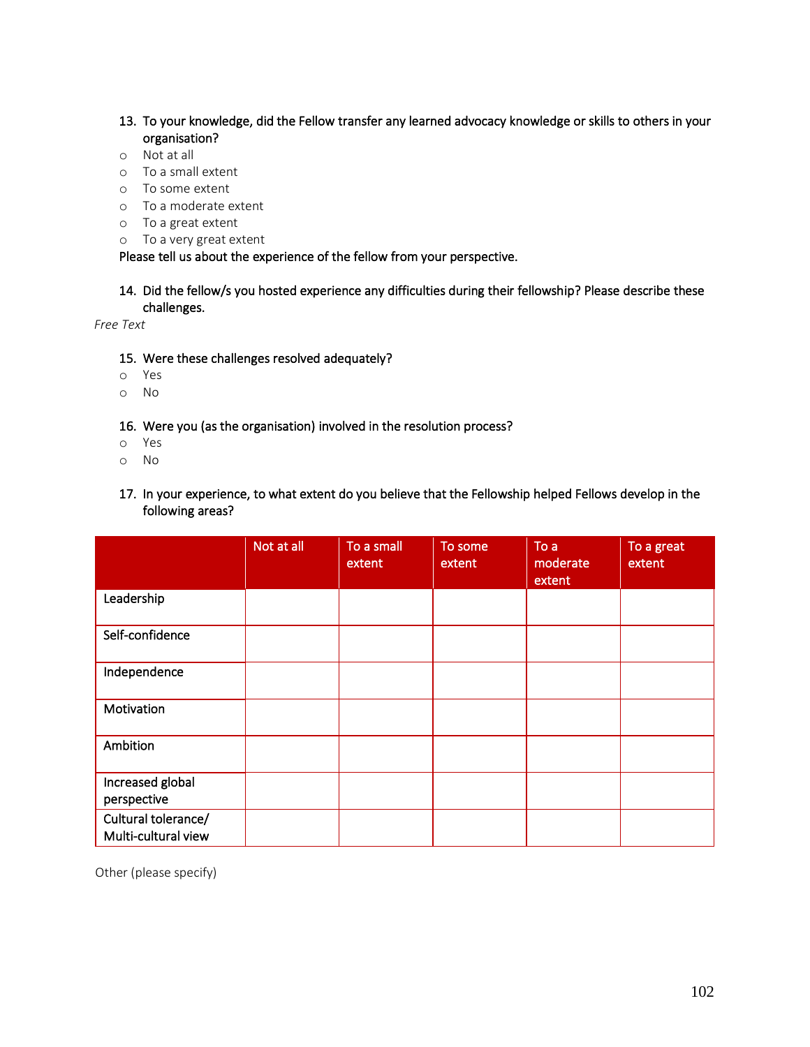13. To your knowledge, did the Fellow transfer any learned advocacy knowledge or skills to others in your organisation?

- Not at all
- To a small extent
- To some extent
- To a moderate extent
- To a great extent
- To a very great extent

Please tell us about the experience of the fellow from your perspective.

14. Did the fellow/s you hosted experience any difficulties during their fellowship? Please describe these challenges.

*Free Text*

15. Were these challenges resolved adequately?

- Yes
- No

16. Were you (as the organisation) involved in the resolution process?

- Yes
- No

17. In your experience, to what extent do you believe that the Fellowship helped Fellows develop in the following areas?

| | Not at all | To a small extent | To some extent | To a moderate extent | To a great extent |
|---|---|---|---|---|---|
| Leadership | | | | | |
| Self-confidence | | | | | |
| Independence | | | | | |
| Motivation | | | | | |
| Ambition | | | | | |
| Increased global perspective | | | | | |
| Cultural tolerance/ Multi-cultural view | | | | | |

Other (please specify)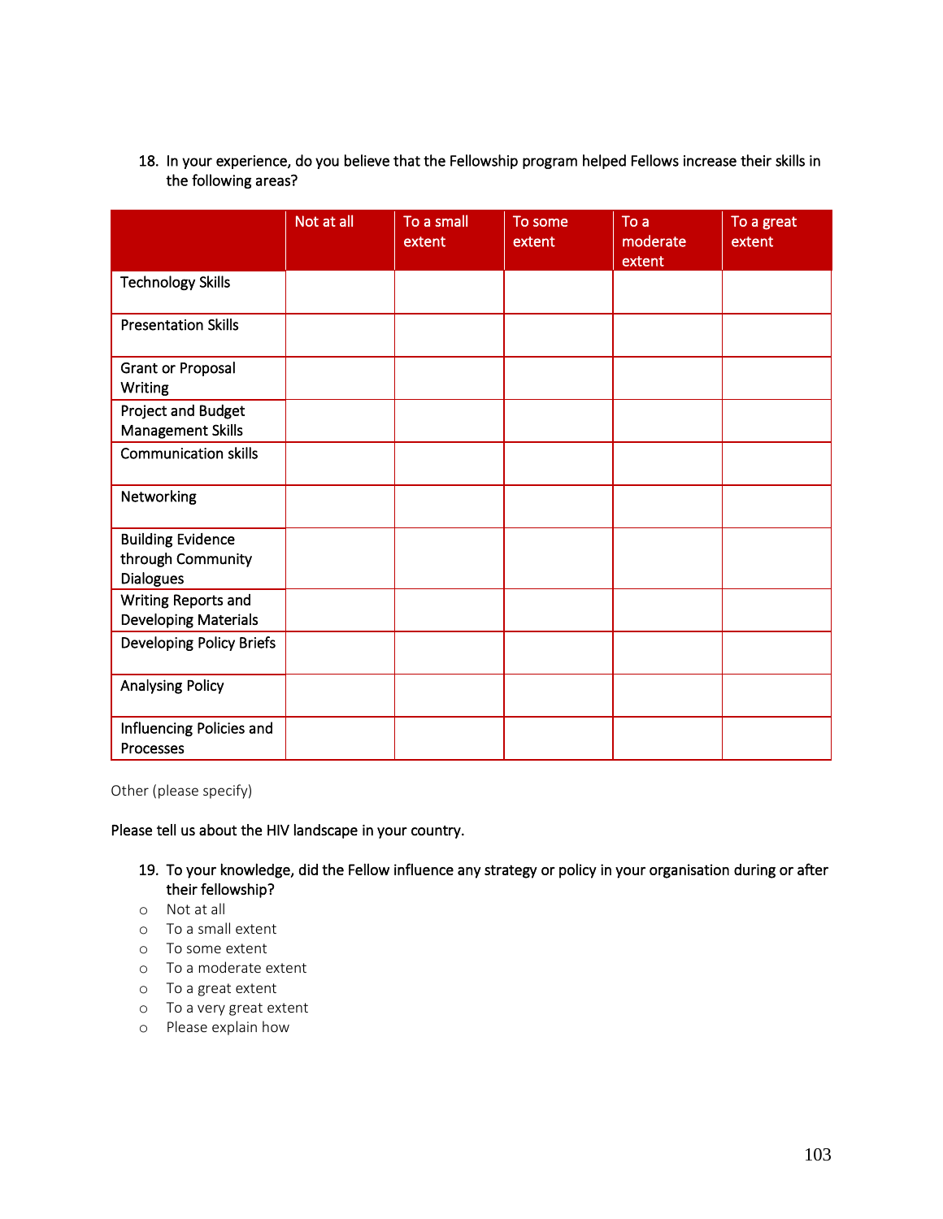18. In your experience, do you believe that the Fellowship program helped Fellows increase their skills in the following areas?

| | Not at all | To a small extent | To some extent | To a moderate extent | To a great extent |
|---|---|---|---|---|---|
| Technology Skills | | | | | |
| Presentation Skills | | | | | |
| Grant or Proposal Writing | | | | | |
| Project and Budget Management Skills | | | | | |
| Communication skills | | | | | |
| Networking | | | | | |
| Building Evidence through Community Dialogues | | | | | |
| Writing Reports and Developing Materials | | | | | |
| Developing Policy Briefs | | | | | |
| Analysing Policy | | | | | |
| Influencing Policies and Processes | | | | | |

Other (please specify)

Please tell us about the HIV landscape in your country.

19. To your knowledge, did the Fellow influence any strategy or policy in your organisation during or after their fellowship?

- Not at all
- To a small extent
- To some extent
- To a moderate extent
- To a great extent
- To a very great extent
- Please explain how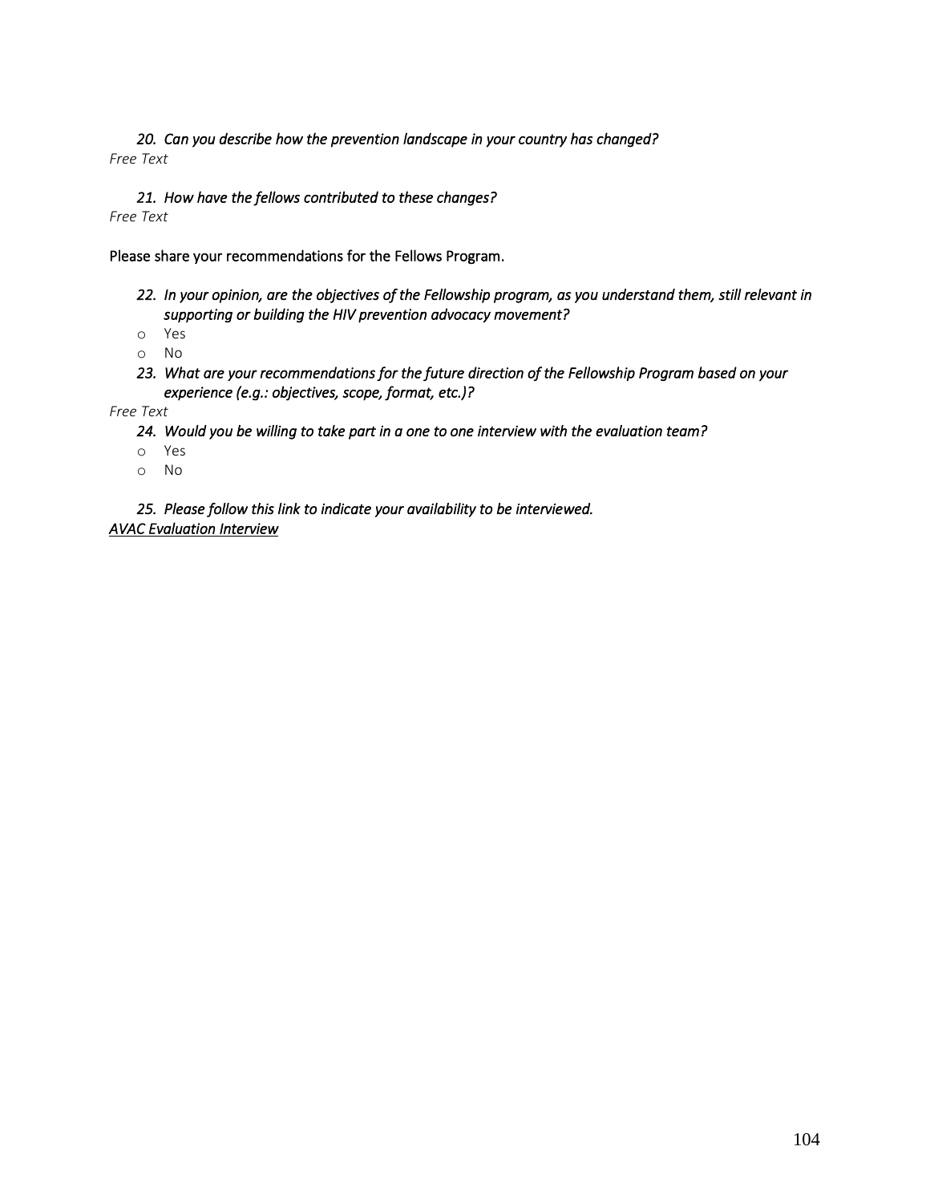*20. Can you describe how the prevention landscape in your country has changed?*

*Free Text*

*21. How have the fellows contributed to these changes?*

*Free Text*

Please share your recommendations for the Fellows Program.

*22. In your opinion, are the objectives of the Fellowship program, as you understand them, still relevant in supporting or building the HIV prevention advocacy movement?*

- Yes
- No

*23. What are your recommendations for the future direction of the Fellowship Program based on your experience (e.g.: objectives, scope, format, etc.)?*

*Free Text*

*24. Would you be willing to take part in a one to one interview with the evaluation team?*

- Yes
- No

*25. Please follow this link to indicate your availability to be interviewed.*

*AVAC Evaluation Interview*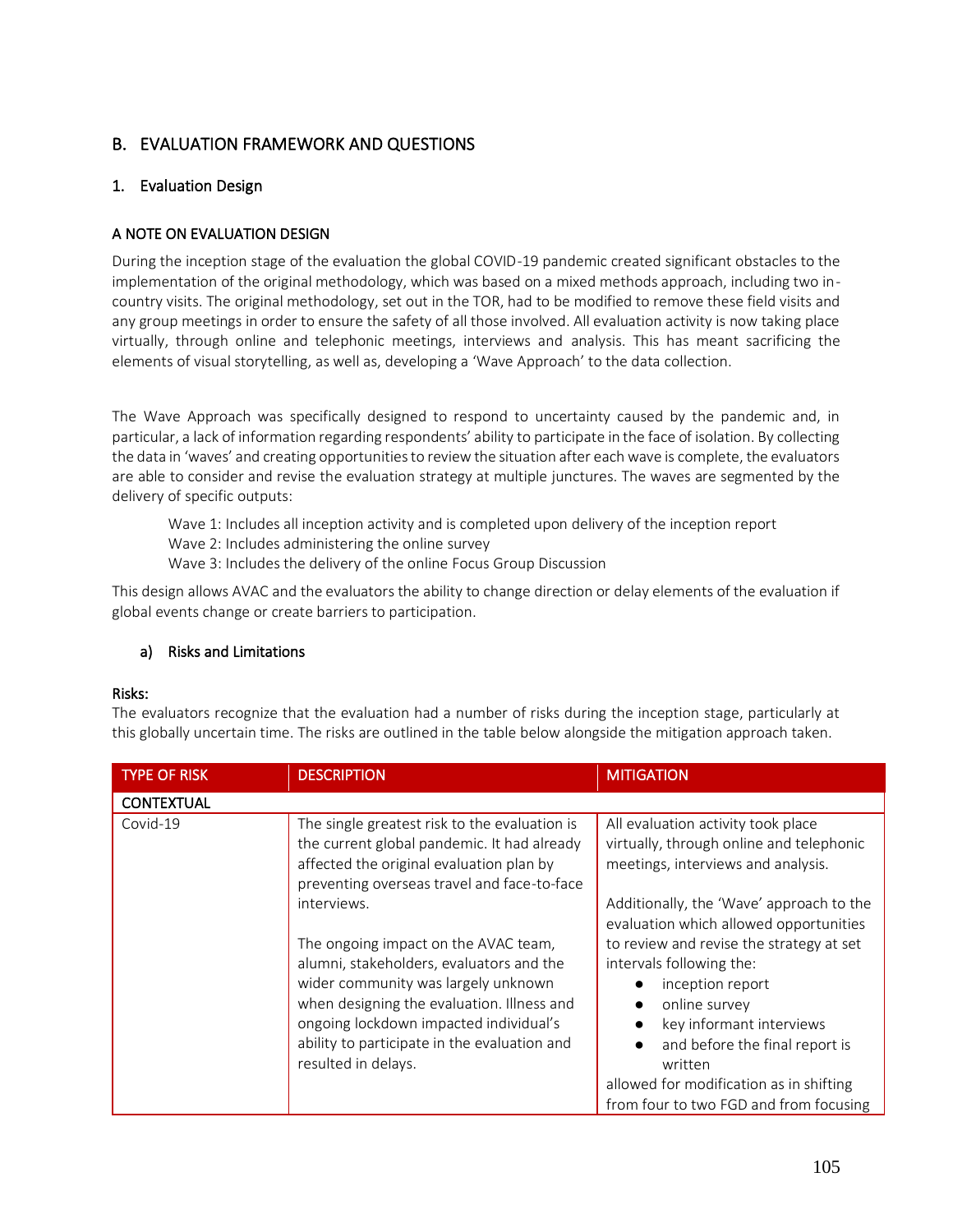## B. EVALUATION FRAMEWORK AND QUESTIONS

### 1. Evaluation Design

#### A NOTE ON EVALUATION DESIGN

During the inception stage of the evaluation the global COVID-19 pandemic created significant obstacles to the implementation of the original methodology, which was based on a mixed methods approach, including two in-country visits. The original methodology, set out in the TOR, had to be modified to remove these field visits and any group meetings in order to ensure the safety of all those involved. All evaluation activity is now taking place virtually, through online and telephonic meetings, interviews and analysis. This has meant sacrificing the elements of visual storytelling, as well as, developing a 'Wave Approach' to the data collection.

The Wave Approach was specifically designed to respond to uncertainty caused by the pandemic and, in particular, a lack of information regarding respondents' ability to participate in the face of isolation. By collecting the data in 'waves' and creating opportunities to review the situation after each wave is complete, the evaluators are able to consider and revise the evaluation strategy at multiple junctures. The waves are segmented by the delivery of specific outputs:

Wave 1: Includes all inception activity and is completed upon delivery of the inception report
Wave 2: Includes administering the online survey
Wave 3: Includes the delivery of the online Focus Group Discussion

This design allows AVAC and the evaluators the ability to change direction or delay elements of the evaluation if global events change or create barriers to participation.

#### a) Risks and Limitations

**Risks:**
The evaluators recognize that the evaluation had a number of risks during the inception stage, particularly at this globally uncertain time. The risks are outlined in the table below alongside the mitigation approach taken.

| TYPE OF RISK | DESCRIPTION | MITIGATION |
|---|---|---|
| **CONTEXTUAL** | | |
| Covid-19 | The single greatest risk to the evaluation is the current global pandemic. It had already affected the original evaluation plan by preventing overseas travel and face-to-face interviews.<br><br>The ongoing impact on the AVAC team, alumni, stakeholders, evaluators and the wider community was largely unknown when designing the evaluation. Illness and ongoing lockdown impacted individual's ability to participate in the evaluation and resulted in delays. | All evaluation activity took place virtually, through online and telephonic meetings, interviews and analysis.<br><br>Additionally, the 'Wave' approach to the evaluation which allowed opportunities to review and revise the strategy at set intervals following the:<br>● inception report<br>● online survey<br>● key informant interviews<br>● and before the final report is written<br>allowed for modification as in shifting from four to two FGD and from focusing |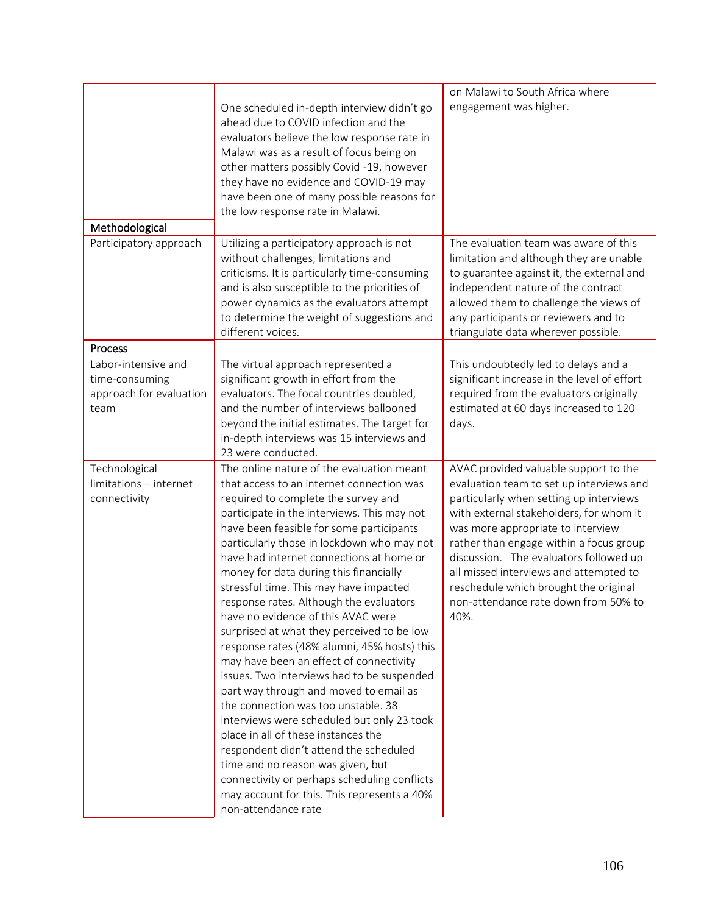| | | |
|---|---|---|
| | One scheduled in-depth interview didn't go ahead due to COVID infection and the evaluators believe the low response rate in Malawi was as a result of focus being on other matters possibly Covid -19, however they have no evidence and COVID-19 may have been one of many possible reasons for the low response rate in Malawi. | on Malawi to South Africa where engagement was higher. |
| **Methodological** | | |
| Participatory approach | Utilizing a participatory approach is not without challenges, limitations and criticisms. It is particularly time-consuming and is also susceptible to the priorities of power dynamics as the evaluators attempt to determine the weight of suggestions and different voices. | The evaluation team was aware of this limitation and although they are unable to guarantee against it, the external and independent nature of the contract allowed them to challenge the views of any participants or reviewers and to triangulate data wherever possible. |
| **Process** | | |
| Labor-intensive and time-consuming approach for evaluation team | The virtual approach represented a significant growth in effort from the evaluators. The focal countries doubled, and the number of interviews ballooned beyond the initial estimates. The target for in-depth interviews was 15 interviews and 23 were conducted. | This undoubtedly led to delays and a significant increase in the level of effort required from the evaluators originally estimated at 60 days increased to 120 days. |
| Technological limitations – internet connectivity | The online nature of the evaluation meant that access to an internet connection was required to complete the survey and participate in the interviews. This may not have been feasible for some participants particularly those in lockdown who may not have had internet connections at home or money for data during this financially stressful time. This may have impacted response rates. Although the evaluators have no evidence of this AVAC were surprised at what they perceived to be low response rates (48% alumni, 45% hosts) this may have been an effect of connectivity issues. Two interviews had to be suspended part way through and moved to email as the connection was too unstable. 38 interviews were scheduled but only 23 took place in all of these instances the respondent didn't attend the scheduled time and no reason was given, but connectivity or perhaps scheduling conflicts may account for this. This represents a 40% non-attendance rate | AVAC provided valuable support to the evaluation team to set up interviews and particularly when setting up interviews with external stakeholders, for whom it was more appropriate to interview rather than engage within a focus group discussion. The evaluators followed up all missed interviews and attempted to reschedule which brought the original non-attendance rate down from 50% to 40%. |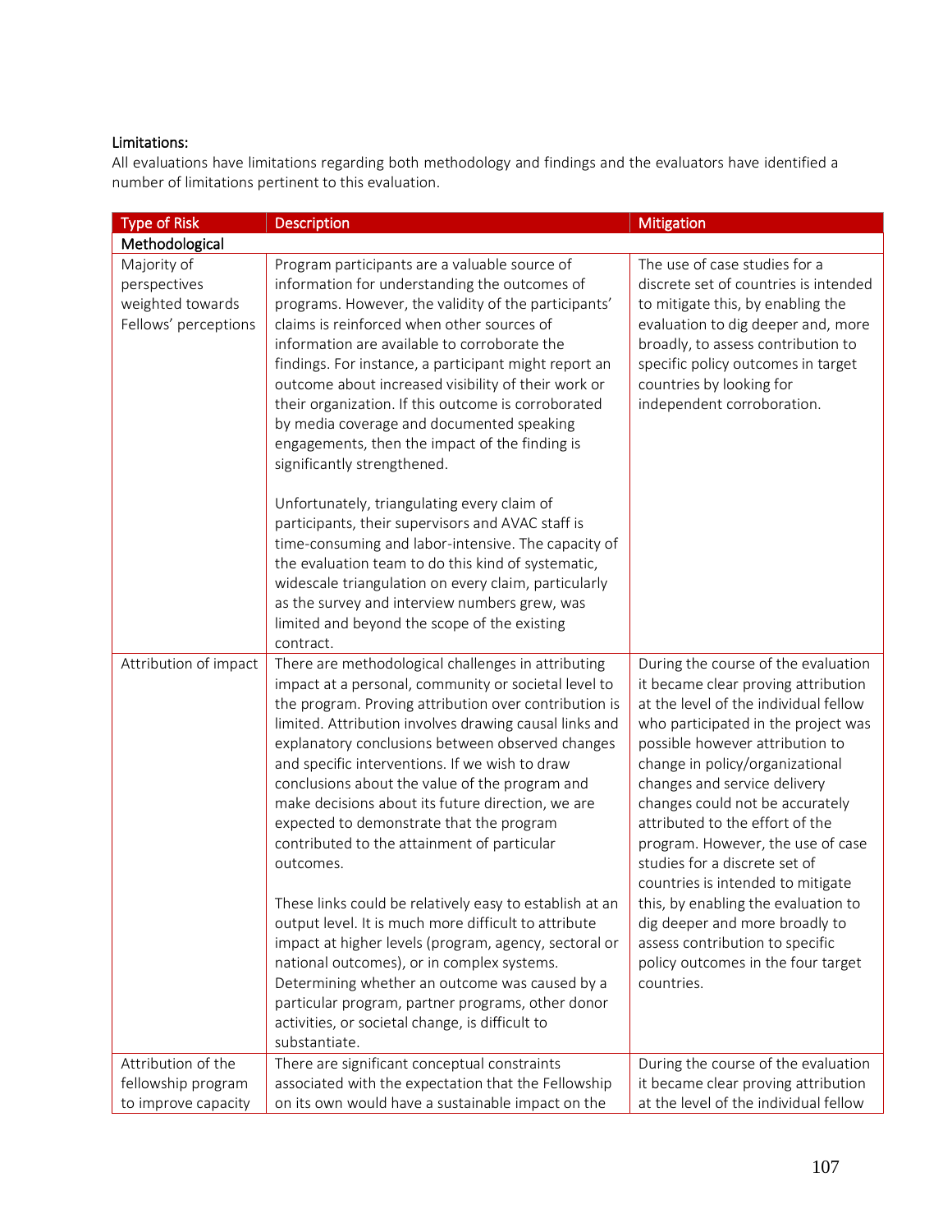**Limitations:**

All evaluations have limitations regarding both methodology and findings and the evaluators have identified a number of limitations pertinent to this evaluation.

| Type of Risk | Description | Mitigation |
|---|---|---|
| **Methodological** | | |
| Majority of perspectives weighted towards Fellows' perceptions | Program participants are a valuable source of information for understanding the outcomes of programs. However, the validity of the participants' claims is reinforced when other sources of information are available to corroborate the findings. For instance, a participant might report an outcome about increased visibility of their work or their organization. If this outcome is corroborated by media coverage and documented speaking engagements, then the impact of the finding is significantly strengthened.<br><br>Unfortunately, triangulating every claim of participants, their supervisors and AVAC staff is time-consuming and labor-intensive. The capacity of the evaluation team to do this kind of systematic, widescale triangulation on every claim, particularly as the survey and interview numbers grew, was limited and beyond the scope of the existing contract. | The use of case studies for a discrete set of countries is intended to mitigate this, by enabling the evaluation to dig deeper and, more broadly, to assess contribution to specific policy outcomes in target countries by looking for independent corroboration. |
| Attribution of impact | There are methodological challenges in attributing impact at a personal, community or societal level to the program. Proving attribution over contribution is limited. Attribution involves drawing causal links and explanatory conclusions between observed changes and specific interventions. If we wish to draw conclusions about the value of the program and make decisions about its future direction, we are expected to demonstrate that the program contributed to the attainment of particular outcomes.<br><br>These links could be relatively easy to establish at an output level. It is much more difficult to attribute impact at higher levels (program, agency, sectoral or national outcomes), or in complex systems. Determining whether an outcome was caused by a particular program, partner programs, other donor activities, or societal change, is difficult to substantiate. | During the course of the evaluation it became clear proving attribution at the level of the individual fellow who participated in the project was possible however attribution to change in policy/organizational changes and service delivery changes could not be accurately attributed to the effort of the program. However, the use of case studies for a discrete set of countries is intended to mitigate this, by enabling the evaluation to dig deeper and more broadly to assess contribution to specific policy outcomes in the four target countries. |
| Attribution of the fellowship program to improve capacity | There are significant conceptual constraints associated with the expectation that the Fellowship on its own would have a sustainable impact on the | During the course of the evaluation it became clear proving attribution at the level of the individual fellow |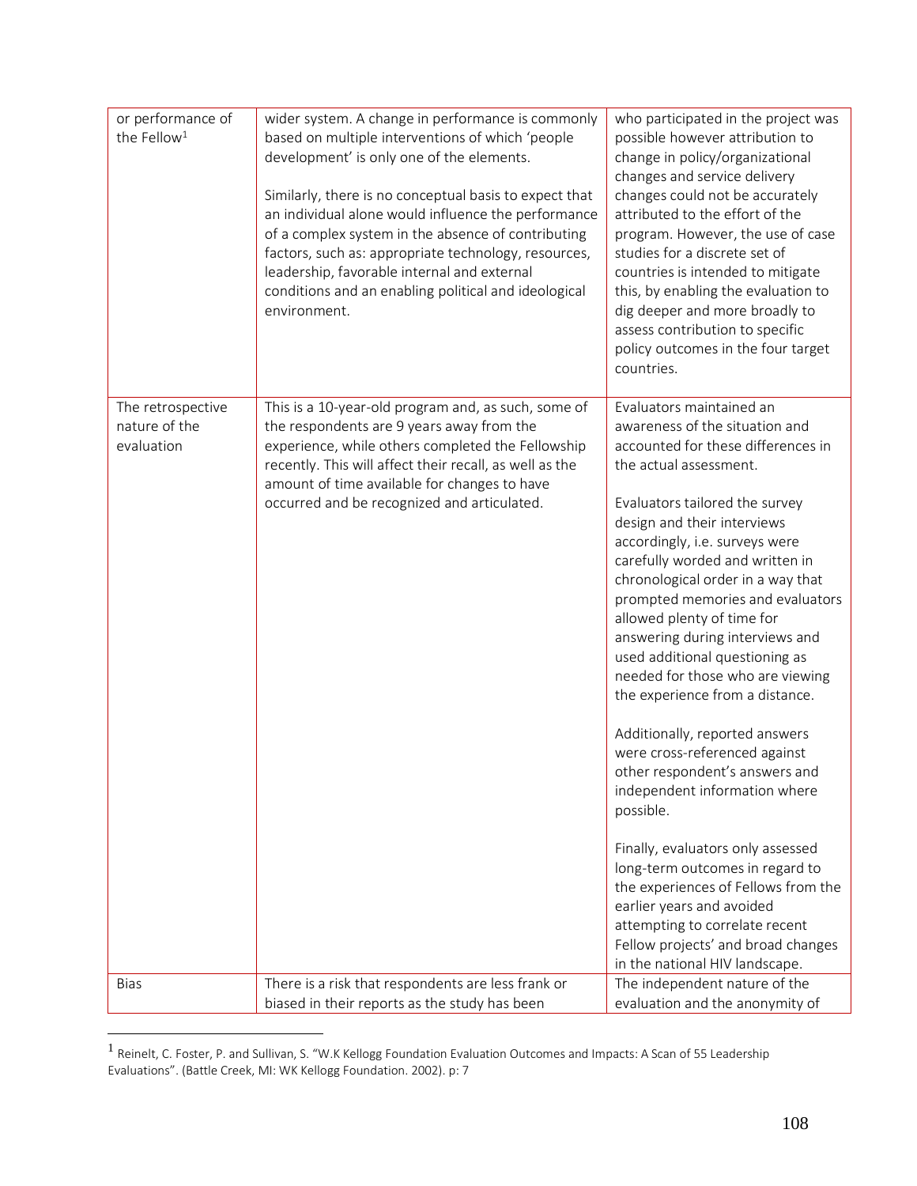| or performance of the Fellow[1] | wider system. A change in performance is commonly based on multiple interventions of which 'people development' is only one of the elements.<br><br>Similarly, there is no conceptual basis to expect that an individual alone would influence the performance of a complex system in the absence of contributing factors, such as: appropriate technology, resources, leadership, favorable internal and external conditions and an enabling political and ideological environment. | who participated in the project was possible however attribution to change in policy/organizational changes and service delivery changes could not be accurately attributed to the effort of the program. However, the use of case studies for a discrete set of countries is intended to mitigate this, by enabling the evaluation to dig deeper and more broadly to assess contribution to specific policy outcomes in the four target countries. |
|---|---|---|
| The retrospective nature of the evaluation | This is a 10-year-old program and, as such, some of the respondents are 9 years away from the experience, while others completed the Fellowship recently. This will affect their recall, as well as the amount of time available for changes to have occurred and be recognized and articulated. | Evaluators maintained an awareness of the situation and accounted for these differences in the actual assessment.<br><br>Evaluators tailored the survey design and their interviews accordingly, i.e. surveys were carefully worded and written in chronological order in a way that prompted memories and evaluators allowed plenty of time for answering during interviews and used additional questioning as needed for those who are viewing the experience from a distance.<br><br>Additionally, reported answers were cross-referenced against other respondent's answers and independent information where possible.<br><br>Finally, evaluators only assessed long-term outcomes in regard to the experiences of Fellows from the earlier years and avoided attempting to correlate recent Fellow projects' and broad changes in the national HIV landscape. |
| Bias | There is a risk that respondents are less frank or biased in their reports as the study has been | The independent nature of the evaluation and the anonymity of |

[1] Reinelt, C. Foster, P. and Sullivan, S. "W.K Kellogg Foundation Evaluation Outcomes and Impacts: A Scan of 55 Leadership Evaluations". (Battle Creek, MI: WK Kellogg Foundation. 2002). p: 7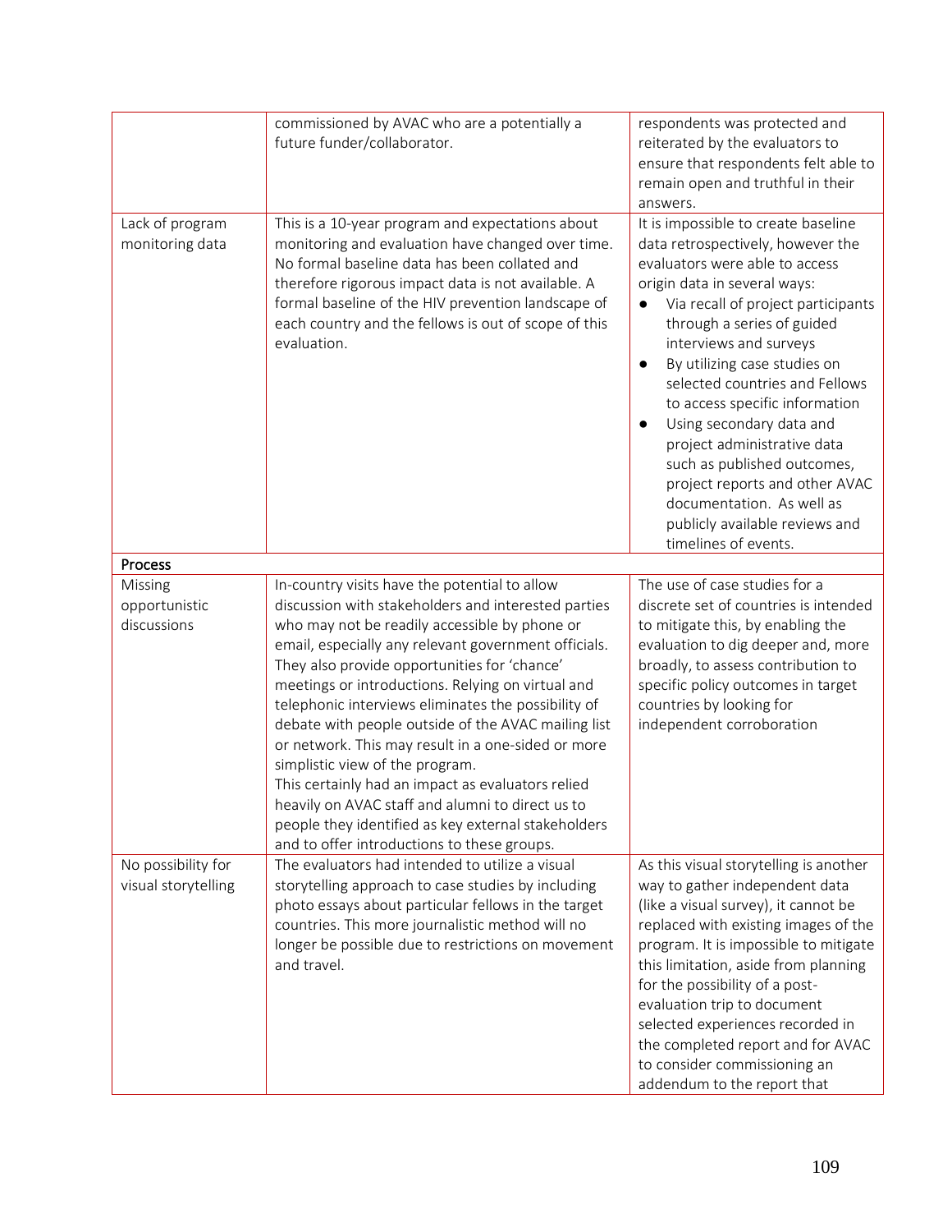| | | |
|---|---|---|
| | commissioned by AVAC who are a potentially a future funder/collaborator. | respondents was protected and reiterated by the evaluators to ensure that respondents felt able to remain open and truthful in their answers. |
| Lack of program monitoring data | This is a 10-year program and expectations about monitoring and evaluation have changed over time. No formal baseline data has been collated and therefore rigorous impact data is not available. A formal baseline of the HIV prevention landscape of each country and the fellows is out of scope of this evaluation. | It is impossible to create baseline data retrospectively, however the evaluators were able to access origin data in several ways:<br>● Via recall of project participants through a series of guided interviews and surveys<br>● By utilizing case studies on selected countries and Fellows to access specific information<br>● Using secondary data and project administrative data such as published outcomes, project reports and other AVAC documentation. As well as publicly available reviews and timelines of events. |
| **Process** | | |
| Missing opportunistic discussions | In-country visits have the potential to allow discussion with stakeholders and interested parties who may not be readily accessible by phone or email, especially any relevant government officials. They also provide opportunities for 'chance' meetings or introductions. Relying on virtual and telephonic interviews eliminates the possibility of debate with people outside of the AVAC mailing list or network. This may result in a one-sided or more simplistic view of the program.<br>This certainly had an impact as evaluators relied heavily on AVAC staff and alumni to direct us to people they identified as key external stakeholders and to offer introductions to these groups. | The use of case studies for a discrete set of countries is intended to mitigate this, by enabling the evaluation to dig deeper and, more broadly, to assess contribution to specific policy outcomes in target countries by looking for independent corroboration |
| No possibility for visual storytelling | The evaluators had intended to utilize a visual storytelling approach to case studies by including photo essays about particular fellows in the target countries. This more journalistic method will no longer be possible due to restrictions on movement and travel. | As this visual storytelling is another way to gather independent data (like a visual survey), it cannot be replaced with existing images of the program. It is impossible to mitigate this limitation, aside from planning for the possibility of a post-evaluation trip to document selected experiences recorded in the completed report and for AVAC to consider commissioning an addendum to the report that |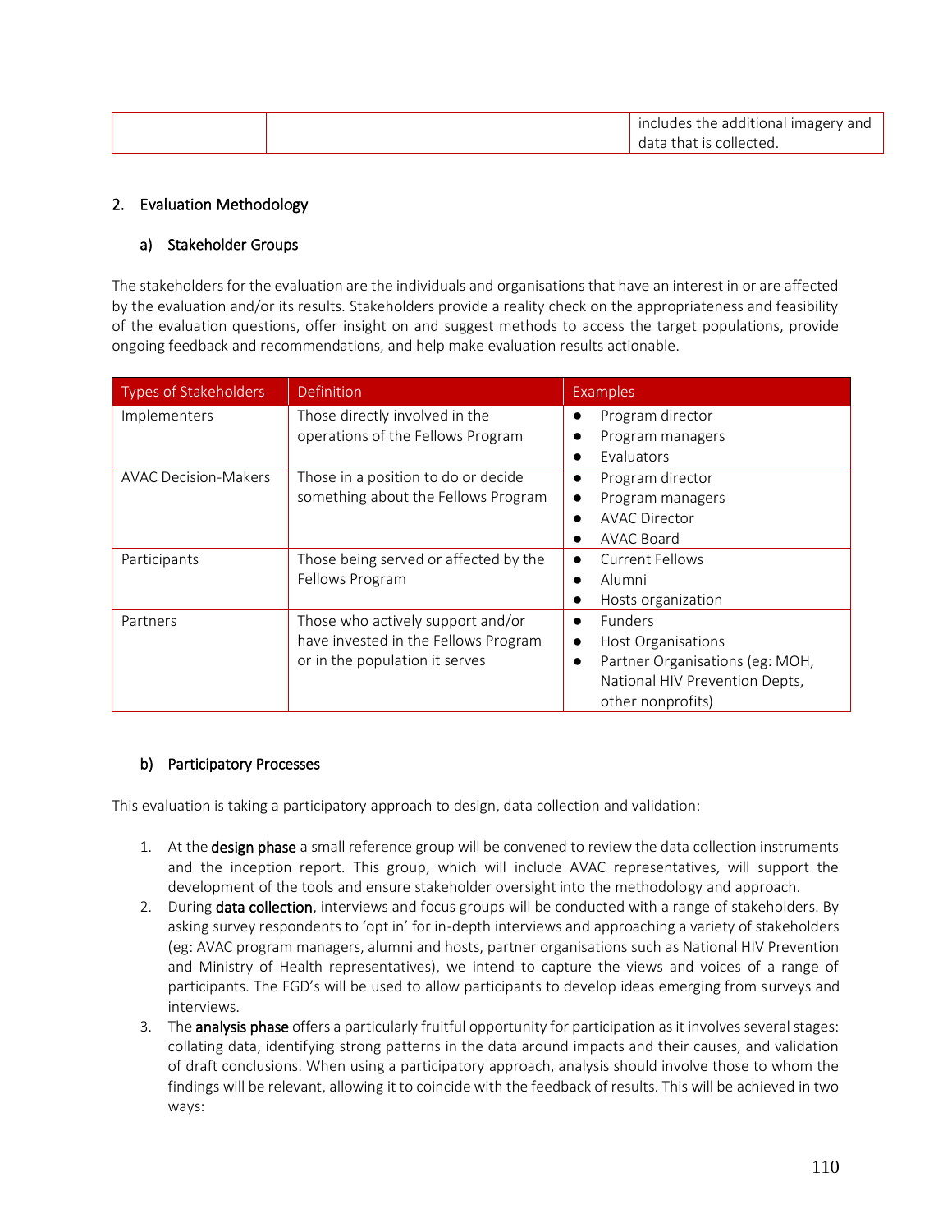| | | includes the additional imagery and data that is collected. |
|---|---|---|

## 2. Evaluation Methodology

### a) Stakeholder Groups

The stakeholders for the evaluation are the individuals and organisations that have an interest in or are affected by the evaluation and/or its results. Stakeholders provide a reality check on the appropriateness and feasibility of the evaluation questions, offer insight on and suggest methods to access the target populations, provide ongoing feedback and recommendations, and help make evaluation results actionable.

| Types of Stakeholders | Definition | Examples |
|---|---|---|
| Implementers | Those directly involved in the operations of the Fellows Program | ● Program director<br>● Program managers<br>● Evaluators |
| AVAC Decision-Makers | Those in a position to do or decide something about the Fellows Program | ● Program director<br>● Program managers<br>● AVAC Director<br>● AVAC Board |
| Participants | Those being served or affected by the Fellows Program | ● Current Fellows<br>● Alumni<br>● Hosts organization |
| Partners | Those who actively support and/or have invested in the Fellows Program or in the population it serves | ● Funders<br>● Host Organisations<br>● Partner Organisations (eg: MOH, National HIV Prevention Depts, other nonprofits) |

### b) Participatory Processes

This evaluation is taking a participatory approach to design, data collection and validation:

1. At the **design phase** a small reference group will be convened to review the data collection instruments and the inception report. This group, which will include AVAC representatives, will support the development of the tools and ensure stakeholder oversight into the methodology and approach.
2. During **data collection**, interviews and focus groups will be conducted with a range of stakeholders. By asking survey respondents to 'opt in' for in-depth interviews and approaching a variety of stakeholders (eg: AVAC program managers, alumni and hosts, partner organisations such as National HIV Prevention and Ministry of Health representatives), we intend to capture the views and voices of a range of participants. The FGD's will be used to allow participants to develop ideas emerging from surveys and interviews.
3. The **analysis phase** offers a particularly fruitful opportunity for participation as it involves several stages: collating data, identifying strong patterns in the data around impacts and their causes, and validation of draft conclusions. When using a participatory approach, analysis should involve those to whom the findings will be relevant, allowing it to coincide with the feedback of results. This will be achieved in two ways: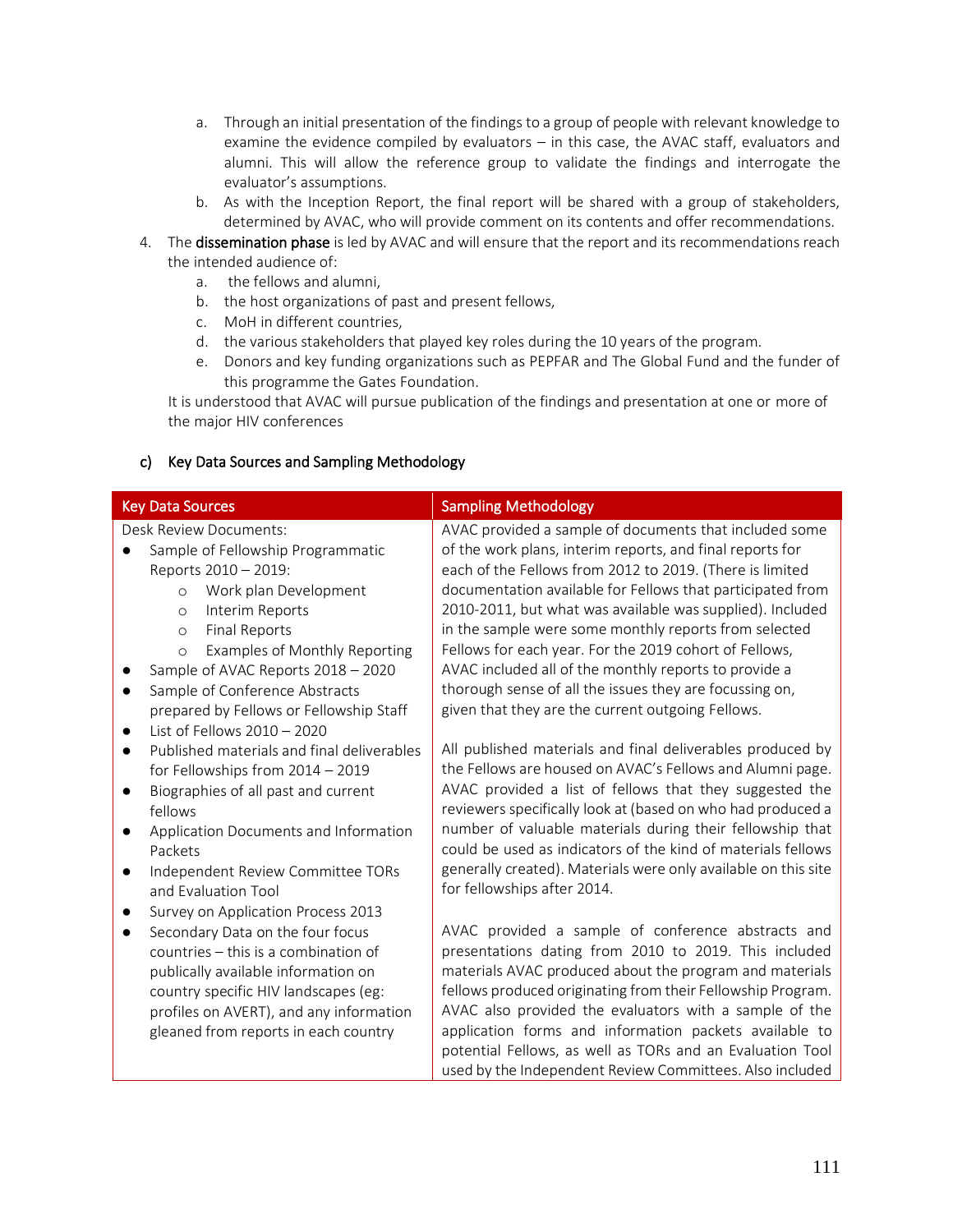a. Through an initial presentation of the findings to a group of people with relevant knowledge to examine the evidence compiled by evaluators – in this case, the AVAC staff, evaluators and alumni. This will allow the reference group to validate the findings and interrogate the evaluator's assumptions.
   b. As with the Inception Report, the final report will be shared with a group of stakeholders, determined by AVAC, who will provide comment on its contents and offer recommendations.

4. The **dissemination phase** is led by AVAC and will ensure that the report and its recommendations reach the intended audience of:
   a. the fellows and alumni,
   b. the host organizations of past and present fellows,
   c. MoH in different countries,
   d. the various stakeholders that played key roles during the 10 years of the program.
   e. Donors and key funding organizations such as PEPFAR and The Global Fund and the funder of this programme the Gates Foundation.

   It is understood that AVAC will pursue publication of the findings and presentation at one or more of the major HIV conferences

### c) Key Data Sources and Sampling Methodology

| Key Data Sources | Sampling Methodology |
|---|---|
| Desk Review Documents:<br>● Sample of Fellowship Programmatic Reports 2010 – 2019:<br>○ Work plan Development<br>○ Interim Reports<br>○ Final Reports<br>○ Examples of Monthly Reporting<br>● Sample of AVAC Reports 2018 – 2020<br>● Sample of Conference Abstracts prepared by Fellows or Fellowship Staff<br>● List of Fellows 2010 – 2020<br>● Published materials and final deliverables for Fellowships from 2014 – 2019<br>● Biographies of all past and current fellows<br>● Application Documents and Information Packets<br>● Independent Review Committee TORs and Evaluation Tool<br>● Survey on Application Process 2013<br>● Secondary Data on the four focus countries – this is a combination of publically available information on country specific HIV landscapes (eg: profiles on AVERT), and any information gleaned from reports in each country | AVAC provided a sample of documents that included some of the work plans, interim reports, and final reports for each of the Fellows from 2012 to 2019. (There is limited documentation available for Fellows that participated from 2010-2011, but what was available was supplied). Included in the sample were some monthly reports from selected Fellows for each year. For the 2019 cohort of Fellows, AVAC included all of the monthly reports to provide a thorough sense of all the issues they are focussing on, given that they are the current outgoing Fellows.<br><br>All published materials and final deliverables produced by the Fellows are housed on AVAC's Fellows and Alumni page. AVAC provided a list of fellows that they suggested the reviewers specifically look at (based on who had produced a number of valuable materials during their fellowship that could be used as indicators of the kind of materials fellows generally created). Materials were only available on this site for fellowships after 2014.<br><br>AVAC provided a sample of conference abstracts and presentations dating from 2010 to 2019. This included materials AVAC produced about the program and materials fellows produced originating from their Fellowship Program. AVAC also provided the evaluators with a sample of the application forms and information packets available to potential Fellows, as well as TORs and an Evaluation Tool used by the Independent Review Committees. Also included |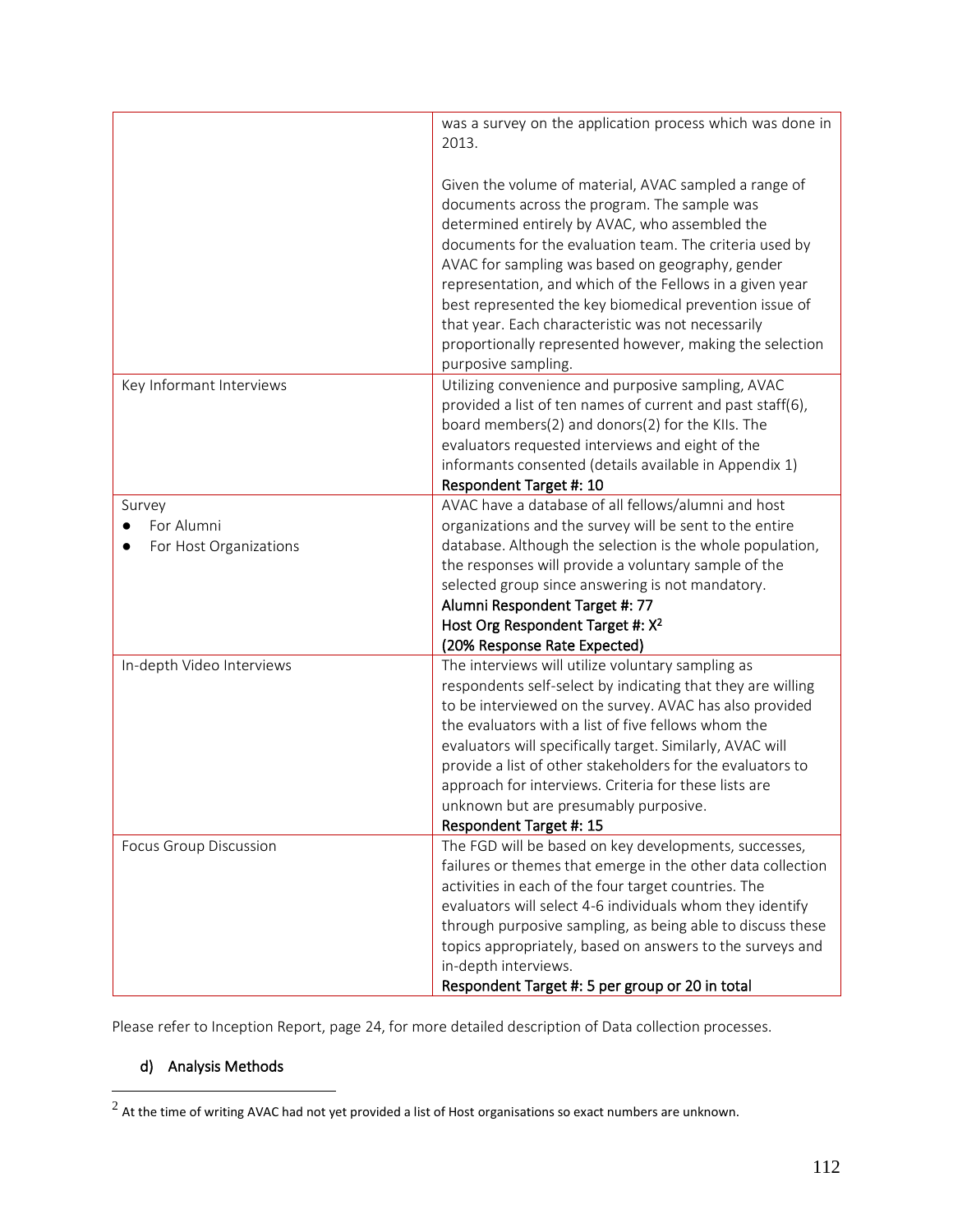| | |
|---|---|
| | was a survey on the application process which was done in 2013.<br><br>Given the volume of material, AVAC sampled a range of documents across the program. The sample was determined entirely by AVAC, who assembled the documents for the evaluation team. The criteria used by AVAC for sampling was based on geography, gender representation, and which of the Fellows in a given year best represented the key biomedical prevention issue of that year. Each characteristic was not necessarily proportionally represented however, making the selection purposive sampling. |
| Key Informant Interviews | Utilizing convenience and purposive sampling, AVAC provided a list of ten names of current and past staff(6), board members(2) and donors(2) for the KIIs. The evaluators requested interviews and eight of the informants consented (details available in Appendix 1)<br>**Respondent Target #: 10** |
| Survey<br>● For Alumni<br>● For Host Organizations | AVAC have a database of all fellows/alumni and host organizations and the survey will be sent to the entire database. Although the selection is the whole population, the responses will provide a voluntary sample of the selected group since answering is not mandatory.<br>**Alumni Respondent Target #: 77**<br>**Host Org Respondent Target #: X[2]**<br>**(20% Response Rate Expected)** |
| In-depth Video Interviews | The interviews will utilize voluntary sampling as respondents self-select by indicating that they are willing to be interviewed on the survey. AVAC has also provided the evaluators with a list of five fellows whom the evaluators will specifically target. Similarly, AVAC will provide a list of other stakeholders for the evaluators to approach for interviews. Criteria for these lists are unknown but are presumably purposive.<br>**Respondent Target #: 15** |
| Focus Group Discussion | The FGD will be based on key developments, successes, failures or themes that emerge in the other data collection activities in each of the four target countries. The evaluators will select 4-6 individuals whom they identify through purposive sampling, as being able to discuss these topics appropriately, based on answers to the surveys and in-depth interviews.<br>**Respondent Target #: 5 per group or 20 in total** |

Please refer to Inception Report, page 24, for more detailed description of Data collection processes.

### d) Analysis Methods

[2] At the time of writing AVAC had not yet provided a list of Host organisations so exact numbers are unknown.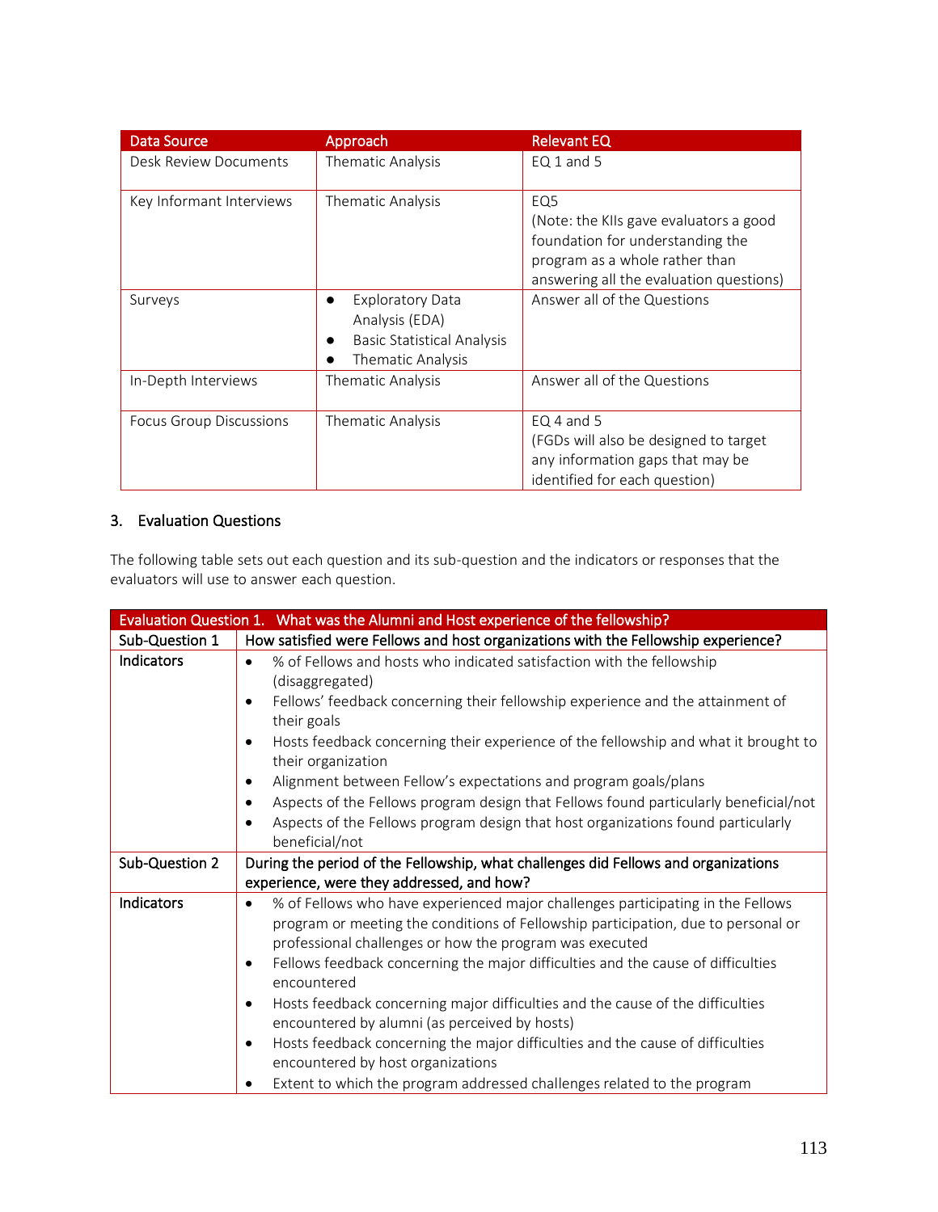| Data Source | Approach | Relevant EQ |
|---|---|---|
| Desk Review Documents | Thematic Analysis | EQ 1 and 5 |
| Key Informant Interviews | Thematic Analysis | EQ5<br>(Note: the KIIs gave evaluators a good foundation for understanding the program as a whole rather than answering all the evaluation questions) |
| Surveys | • Exploratory Data Analysis (EDA)<br>• Basic Statistical Analysis<br>• Thematic Analysis | Answer all of the Questions |
| In-Depth Interviews | Thematic Analysis | Answer all of the Questions |
| Focus Group Discussions | Thematic Analysis | EQ 4 and 5<br>(FGDs will also be designed to target any information gaps that may be identified for each question) |

## 3. Evaluation Questions

The following table sets out each question and its sub-question and the indicators or responses that the evaluators will use to answer each question.

| Evaluation Question 1. What was the Alumni and Host experience of the fellowship? | |
|---|---|
| **Sub-Question 1** | **How satisfied were Fellows and host organizations with the Fellowship experience?** |
| **Indicators** | • % of Fellows and hosts who indicated satisfaction with the fellowship (disaggregated)<br>• Fellows' feedback concerning their fellowship experience and the attainment of their goals<br>• Hosts feedback concerning their experience of the fellowship and what it brought to their organization<br>• Alignment between Fellow's expectations and program goals/plans<br>• Aspects of the Fellows program design that Fellows found particularly beneficial/not<br>• Aspects of the Fellows program design that host organizations found particularly beneficial/not |
| **Sub-Question 2** | **During the period of the Fellowship, what challenges did Fellows and organizations experience, were they addressed, and how?** |
| **Indicators** | • % of Fellows who have experienced major challenges participating in the Fellows program or meeting the conditions of Fellowship participation, due to personal or professional challenges or how the program was executed<br>• Fellows feedback concerning the major difficulties and the cause of difficulties encountered<br>• Hosts feedback concerning major difficulties and the cause of the difficulties encountered by alumni (as perceived by hosts)<br>• Hosts feedback concerning the major difficulties and the cause of difficulties encountered by host organizations<br>• Extent to which the program addressed challenges related to the program |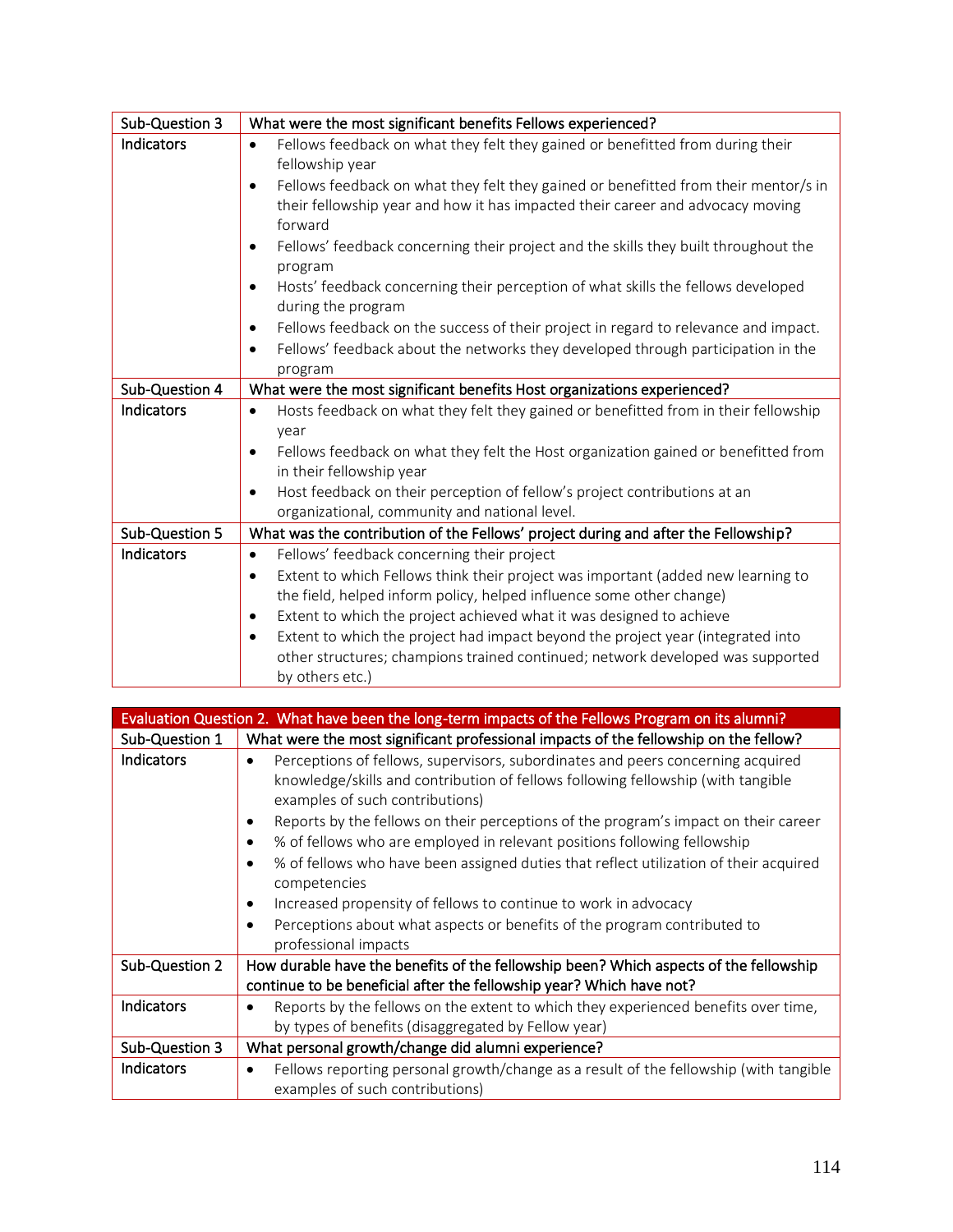| Sub-Question 3 | What were the most significant benefits Fellows experienced? |
|---|---|
| Indicators | • Fellows feedback on what they felt they gained or benefitted from during their fellowship year<br>• Fellows feedback on what they felt they gained or benefitted from their mentor/s in their fellowship year and how it has impacted their career and advocacy moving forward<br>• Fellows' feedback concerning their project and the skills they built throughout the program<br>• Hosts' feedback concerning their perception of what skills the fellows developed during the program<br>• Fellows feedback on the success of their project in regard to relevance and impact.<br>• Fellows' feedback about the networks they developed through participation in the program |
| Sub-Question 4 | What were the most significant benefits Host organizations experienced? |
| Indicators | • Hosts feedback on what they felt they gained or benefitted from in their fellowship year<br>• Fellows feedback on what they felt the Host organization gained or benefitted from in their fellowship year<br>• Host feedback on their perception of fellow's project contributions at an organizational, community and national level. |
| Sub-Question 5 | What was the contribution of the Fellows' project during and after the Fellowship? |
| Indicators | • Fellows' feedback concerning their project<br>• Extent to which Fellows think their project was important (added new learning to the field, helped inform policy, helped influence some other change)<br>• Extent to which the project achieved what it was designed to achieve<br>• Extent to which the project had impact beyond the project year (integrated into other structures; champions trained continued; network developed was supported by others etc.) |

| Evaluation Question 2. What have been the long-term impacts of the Fellows Program on its alumni? | |
|---|---|
| Sub-Question 1 | What were the most significant professional impacts of the fellowship on the fellow? |
| Indicators | • Perceptions of fellows, supervisors, subordinates and peers concerning acquired knowledge/skills and contribution of fellows following fellowship (with tangible examples of such contributions)<br>• Reports by the fellows on their perceptions of the program's impact on their career<br>• % of fellows who are employed in relevant positions following fellowship<br>• % of fellows who have been assigned duties that reflect utilization of their acquired competencies<br>• Increased propensity of fellows to continue to work in advocacy<br>• Perceptions about what aspects or benefits of the program contributed to professional impacts |
| Sub-Question 2 | How durable have the benefits of the fellowship been? Which aspects of the fellowship continue to be beneficial after the fellowship year? Which have not? |
| Indicators | • Reports by the fellows on the extent to which they experienced benefits over time, by types of benefits (disaggregated by Fellow year) |
| Sub-Question 3 | What personal growth/change did alumni experience? |
| Indicators | • Fellows reporting personal growth/change as a result of the fellowship (with tangible examples of such contributions) |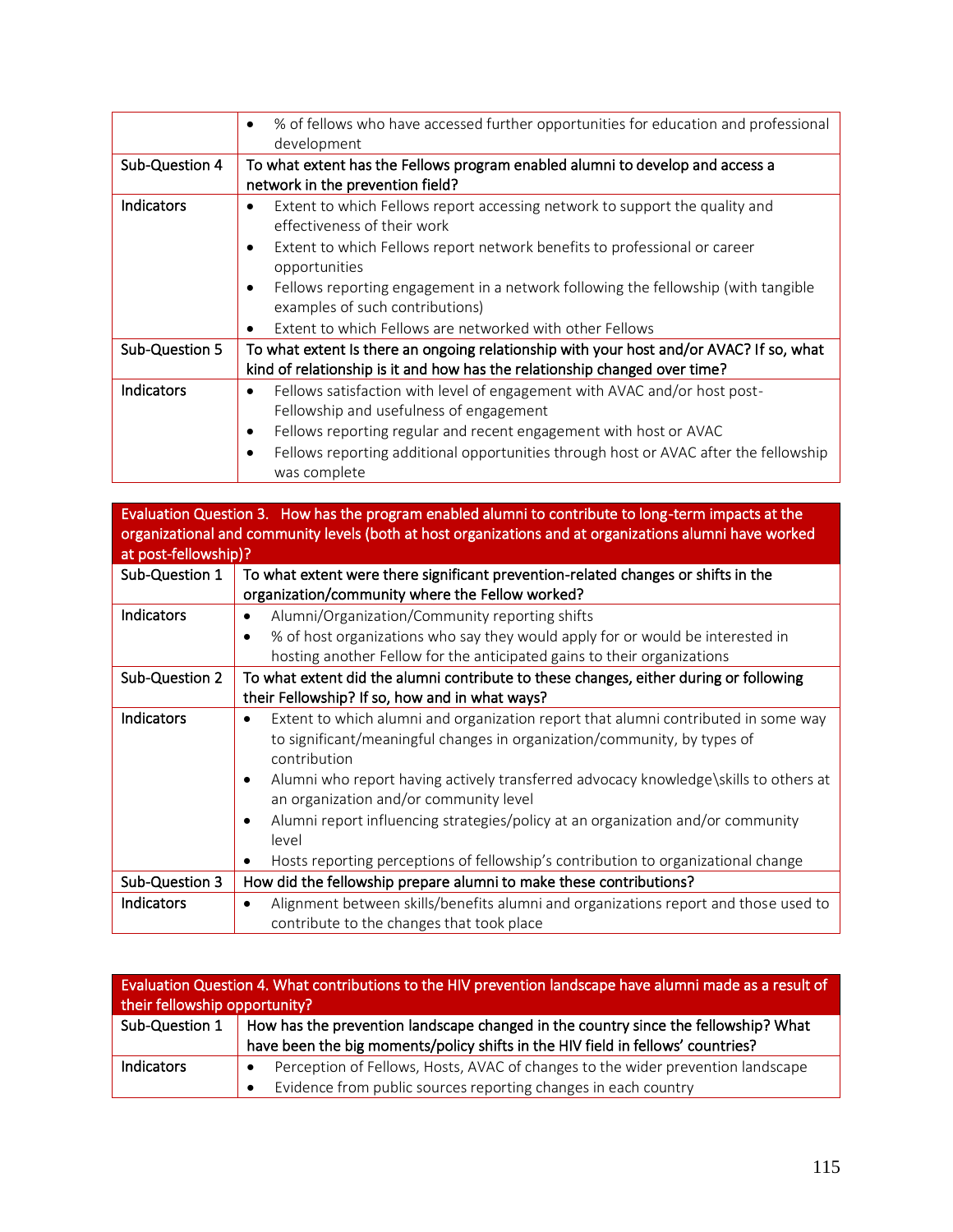| | |
|---|---|
| | • % of fellows who have accessed further opportunities for education and professional development |
| Sub-Question 4 | To what extent has the Fellows program enabled alumni to develop and access a network in the prevention field? |
| Indicators | • Extent to which Fellows report accessing network to support the quality and effectiveness of their work<br>• Extent to which Fellows report network benefits to professional or career opportunities<br>• Fellows reporting engagement in a network following the fellowship (with tangible examples of such contributions)<br>• Extent to which Fellows are networked with other Fellows |
| Sub-Question 5 | To what extent Is there an ongoing relationship with your host and/or AVAC? If so, what kind of relationship is it and how has the relationship changed over time? |
| Indicators | • Fellows satisfaction with level of engagement with AVAC and/or host post-Fellowship and usefulness of engagement<br>• Fellows reporting regular and recent engagement with host or AVAC<br>• Fellows reporting additional opportunities through host or AVAC after the fellowship was complete |

| Evaluation Question 3. How has the program enabled alumni to contribute to long-term impacts at the organizational and community levels (both at host organizations and at organizations alumni have worked at post-fellowship)? | |
|---|---|
| Sub-Question 1 | To what extent were there significant prevention-related changes or shifts in the organization/community where the Fellow worked? |
| Indicators | • Alumni/Organization/Community reporting shifts<br>• % of host organizations who say they would apply for or would be interested in hosting another Fellow for the anticipated gains to their organizations |
| Sub-Question 2 | To what extent did the alumni contribute to these changes, either during or following their Fellowship? If so, how and in what ways? |
| Indicators | • Extent to which alumni and organization report that alumni contributed in some way to significant/meaningful changes in organization/community, by types of contribution<br>• Alumni who report having actively transferred advocacy knowledge\skills to others at an organization and/or community level<br>• Alumni report influencing strategies/policy at an organization and/or community level<br>• Hosts reporting perceptions of fellowship's contribution to organizational change |
| Sub-Question 3 | How did the fellowship prepare alumni to make these contributions? |
| Indicators | • Alignment between skills/benefits alumni and organizations report and those used to contribute to the changes that took place |

| Evaluation Question 4. What contributions to the HIV prevention landscape have alumni made as a result of their fellowship opportunity? | |
|---|---|
| Sub-Question 1 | How has the prevention landscape changed in the country since the fellowship? What have been the big moments/policy shifts in the HIV field in fellows' countries? |
| Indicators | • Perception of Fellows, Hosts, AVAC of changes to the wider prevention landscape<br>• Evidence from public sources reporting changes in each country |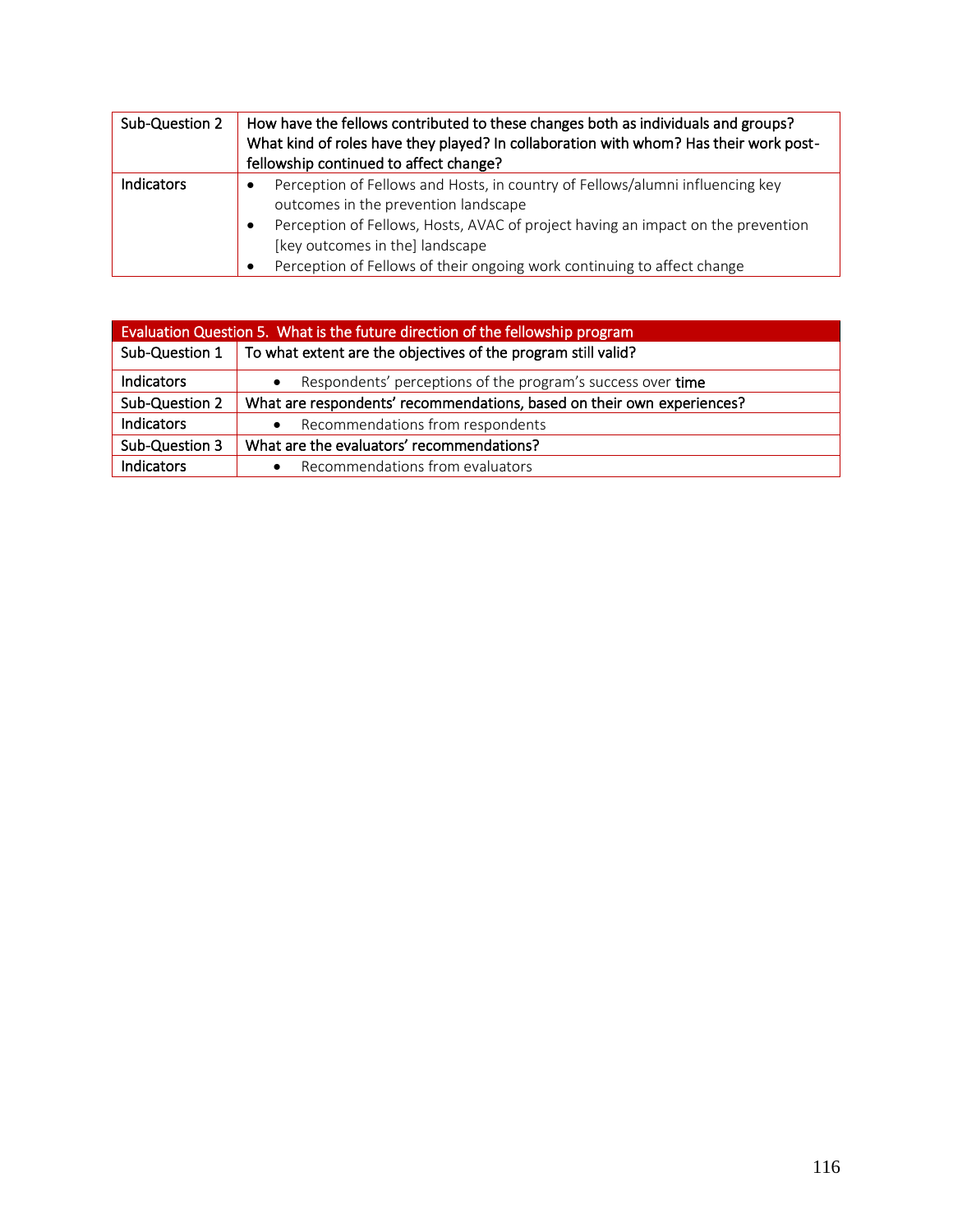| Sub-Question 2 | How have the fellows contributed to these changes both as individuals and groups? What kind of roles have they played? In collaboration with whom? Has their work post-fellowship continued to affect change? |
|---|---|
| Indicators | • Perception of Fellows and Hosts, in country of Fellows/alumni influencing key outcomes in the prevention landscape<br>• Perception of Fellows, Hosts, AVAC of project having an impact on the prevention [key outcomes in the] landscape<br>• Perception of Fellows of their ongoing work continuing to affect change |

| Evaluation Question 5. What is the future direction of the fellowship program | |
|---|---|
| Sub-Question 1 | To what extent are the objectives of the program still valid? |
| Indicators | • Respondents' perceptions of the program's success over time |
| Sub-Question 2 | What are respondents' recommendations, based on their own experiences? |
| Indicators | • Recommendations from respondents |
| Sub-Question 3 | What are the evaluators' recommendations? |
| Indicators | • Recommendations from evaluators |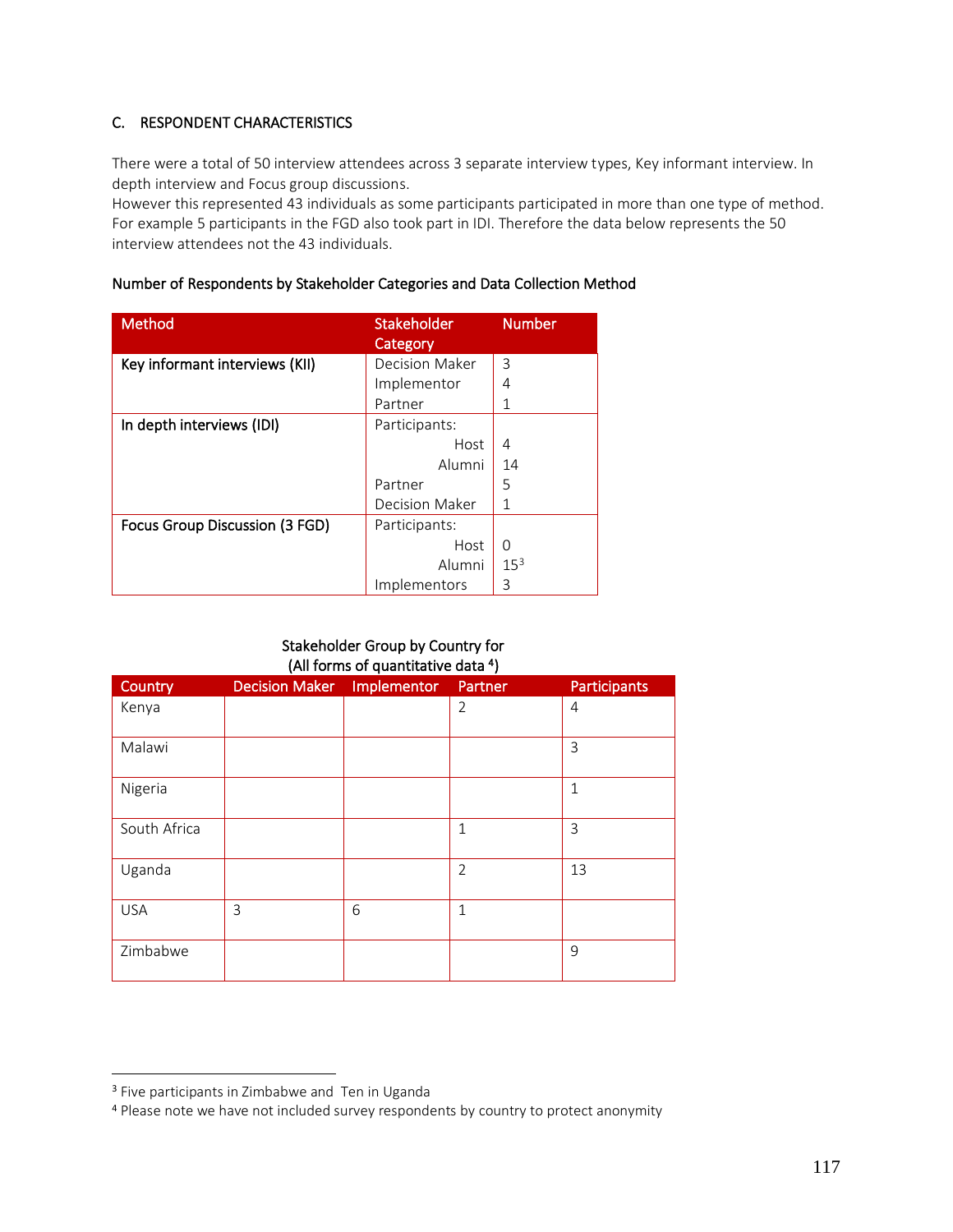### C. RESPONDENT CHARACTERISTICS

There were a total of 50 interview attendees across 3 separate interview types, Key informant interview. In depth interview and Focus group discussions.
However this represented 43 individuals as some participants participated in more than one type of method. For example 5 participants in the FGD also took part in IDI. Therefore the data below represents the 50 interview attendees not the 43 individuals.

**Number of Respondents by Stakeholder Categories and Data Collection Method**

| Method | Stakeholder Category | Number |
|---|---|---|
| **Key informant interviews (KII)** | Decision Maker | 3 |
| | Implementor | 4 |
| | Partner | 1 |
| **In depth interviews (IDI)** | Participants: | |
| | Host | 4 |
| | Alumni | 14 |
| | Partner | 5 |
| | Decision Maker | 1 |
| **Focus Group Discussion (3 FGD)** | Participants: | |
| | Host | 0 |
| | Alumni | 15[3] |
| | Implementors | 3 |

**Stakeholder Group by Country for (All forms of quantitative data [4])**

| Country | Decision Maker | Implementor | Partner | Participants |
|---|---|---|---|---|
| Kenya | | | 2 | 4 |
| Malawi | | | | 3 |
| Nigeria | | | | 1 |
| South Africa | | | 1 | 3 |
| Uganda | | | 2 | 13 |
| USA | 3 | 6 | 1 | |
| Zimbabwe | | | | 9 |

[3] Five participants in Zimbabwe and Ten in Uganda

[4] Please note we have not included survey respondents by country to protect anonymity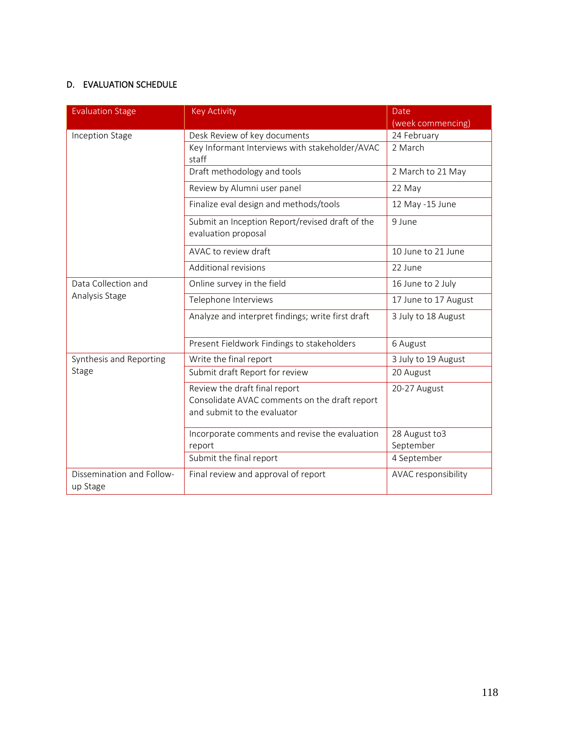### D. EVALUATION SCHEDULE

| Evaluation Stage | Key Activity | Date (week commencing) |
|---|---|---|
| Inception Stage | Desk Review of key documents | 24 February |
| | Key Informant Interviews with stakeholder/AVAC staff | 2 March |
| | Draft methodology and tools | 2 March to 21 May |
| | Review by Alumni user panel | 22 May |
| | Finalize eval design and methods/tools | 12 May -15 June |
| | Submit an Inception Report/revised draft of the evaluation proposal | 9 June |
| | AVAC to review draft | 10 June to 21 June |
| | Additional revisions | 22 June |
| Data Collection and Analysis Stage | Online survey in the field | 16 June to 2 July |
| | Telephone Interviews | 17 June to 17 August |
| | Analyze and interpret findings; write first draft | 3 July to 18 August |
| | Present Fieldwork Findings to stakeholders | 6 August |
| Synthesis and Reporting Stage | Write the final report | 3 July to 19 August |
| | Submit draft Report for review | 20 August |
| | Review the draft final report<br>Consolidate AVAC comments on the draft report and submit to the evaluator | 20-27 August |
| | Incorporate comments and revise the evaluation report | 28 August to3 September |
| | Submit the final report | 4 September |
| Dissemination and Follow-up Stage | Final review and approval of report | AVAC responsibility |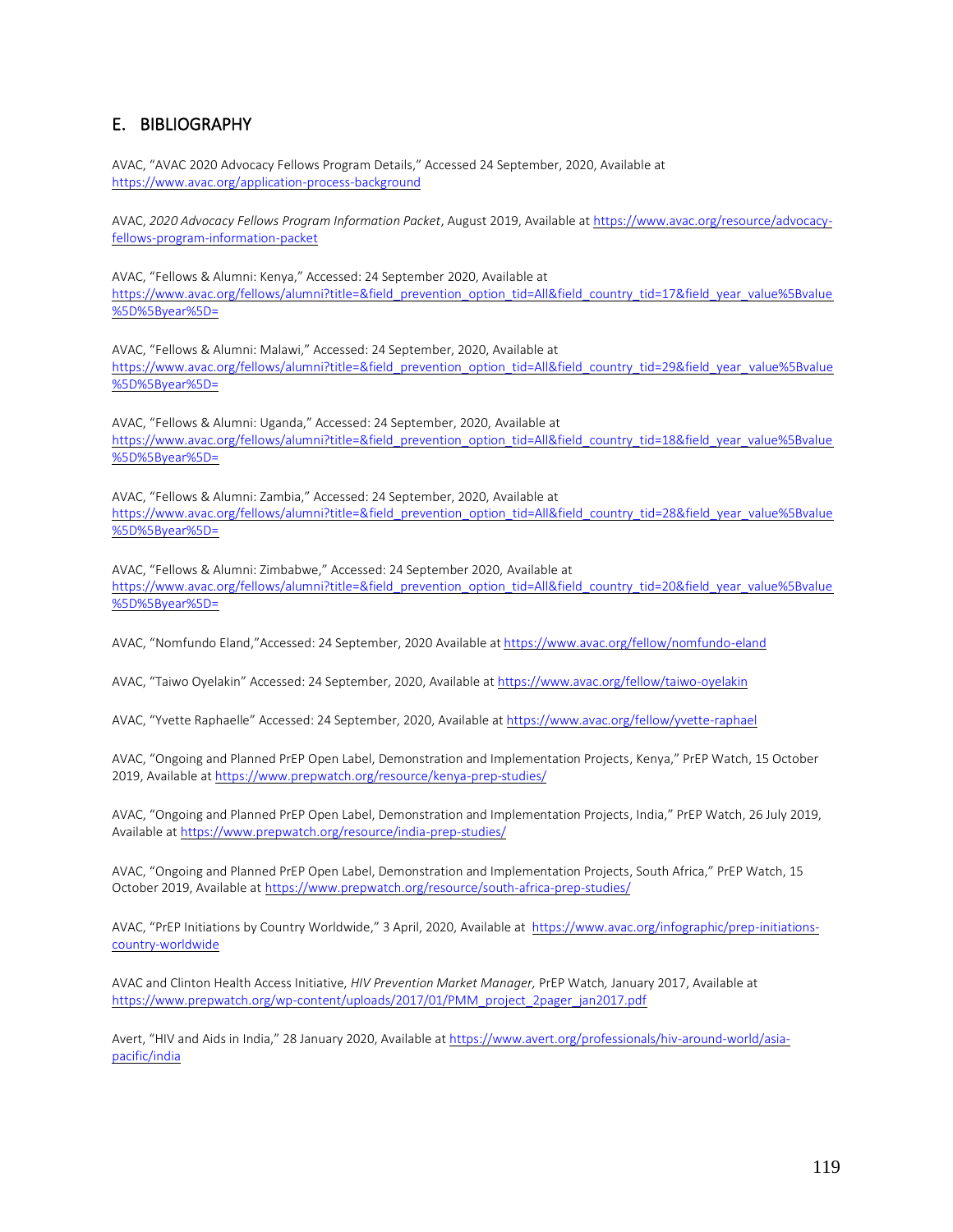## E. BIBLIOGRAPHY

AVAC, "AVAC 2020 Advocacy Fellows Program Details," Accessed 24 September, 2020, Available at https://www.avac.org/application-process-background

AVAC, *2020 Advocacy Fellows Program Information Packet*, August 2019, Available at https://www.avac.org/resource/advocacy-fellows-program-information-packet

AVAC, "Fellows & Alumni: Kenya," Accessed: 24 September 2020, Available at https://www.avac.org/fellows/alumni?title=&field_prevention_option_tid=All&field_country_tid=17&field_year_value%5Bvalue%5D%5Byear%5D=

AVAC, "Fellows & Alumni: Malawi," Accessed: 24 September, 2020, Available at https://www.avac.org/fellows/alumni?title=&field_prevention_option_tid=All&field_country_tid=29&field_year_value%5Bvalue%5D%5Byear%5D=

AVAC, "Fellows & Alumni: Uganda," Accessed: 24 September, 2020, Available at https://www.avac.org/fellows/alumni?title=&field_prevention_option_tid=All&field_country_tid=18&field_year_value%5Bvalue%5D%5Byear%5D=

AVAC, "Fellows & Alumni: Zambia," Accessed: 24 September, 2020, Available at https://www.avac.org/fellows/alumni?title=&field_prevention_option_tid=All&field_country_tid=28&field_year_value%5Bvalue%5D%5Byear%5D=

AVAC, "Fellows & Alumni: Zimbabwe," Accessed: 24 September 2020, Available at https://www.avac.org/fellows/alumni?title=&field_prevention_option_tid=All&field_country_tid=20&field_year_value%5Bvalue%5D%5Byear%5D=

AVAC, "Nomfundo Eland,"Accessed: 24 September, 2020 Available at https://www.avac.org/fellow/nomfundo-eland

AVAC, "Taiwo Oyelakin" Accessed: 24 September, 2020, Available at https://www.avac.org/fellow/taiwo-oyelakin

AVAC, "Yvette Raphaelle" Accessed: 24 September, 2020, Available at https://www.avac.org/fellow/yvette-raphael

AVAC, "Ongoing and Planned PrEP Open Label, Demonstration and Implementation Projects, Kenya," PrEP Watch, 15 October 2019, Available at https://www.prepwatch.org/resource/kenya-prep-studies/

AVAC, "Ongoing and Planned PrEP Open Label, Demonstration and Implementation Projects, India," PrEP Watch, 26 July 2019, Available at https://www.prepwatch.org/resource/india-prep-studies/

AVAC, "Ongoing and Planned PrEP Open Label, Demonstration and Implementation Projects, South Africa," PrEP Watch, 15 October 2019, Available at https://www.prepwatch.org/resource/south-africa-prep-studies/

AVAC, "PrEP Initiations by Country Worldwide," 3 April, 2020, Available at https://www.avac.org/infographic/prep-initiations-country-worldwide

AVAC and Clinton Health Access Initiative, *HIV Prevention Market Manager,* PrEP Watch, January 2017, Available at https://www.prepwatch.org/wp-content/uploads/2017/01/PMM_project_2pager_jan2017.pdf

Avert, "HIV and Aids in India," 28 January 2020, Available at https://www.avert.org/professionals/hiv-around-world/asia-pacific/india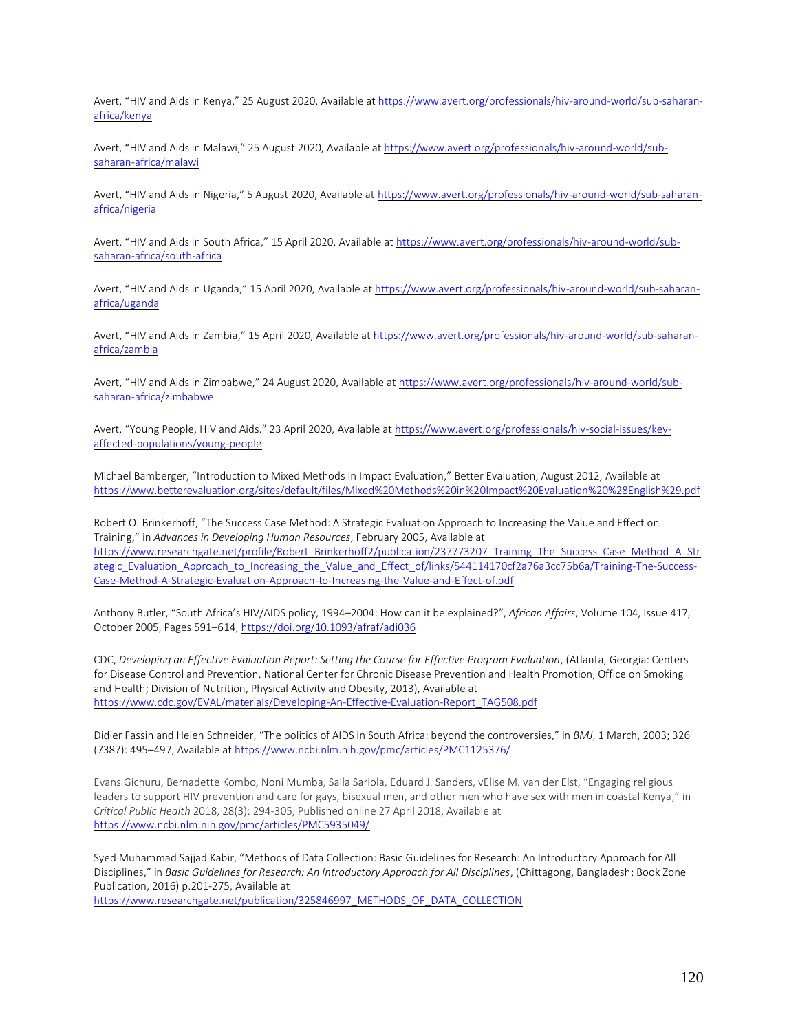Avert, "HIV and Aids in Kenya," 25 August 2020, Available at https://www.avert.org/professionals/hiv-around-world/sub-saharan-africa/kenya

Avert, "HIV and Aids in Malawi," 25 August 2020, Available at https://www.avert.org/professionals/hiv-around-world/sub-saharan-africa/malawi

Avert, "HIV and Aids in Nigeria," 5 August 2020, Available at https://www.avert.org/professionals/hiv-around-world/sub-saharan-africa/nigeria

Avert, "HIV and Aids in South Africa," 15 April 2020, Available at https://www.avert.org/professionals/hiv-around-world/sub-saharan-africa/south-africa

Avert, "HIV and Aids in Uganda," 15 April 2020, Available at https://www.avert.org/professionals/hiv-around-world/sub-saharan-africa/uganda

Avert, "HIV and Aids in Zambia," 15 April 2020, Available at https://www.avert.org/professionals/hiv-around-world/sub-saharan-africa/zambia

Avert, "HIV and Aids in Zimbabwe," 24 August 2020, Available at https://www.avert.org/professionals/hiv-around-world/sub-saharan-africa/zimbabwe

Avert, "Young People, HIV and Aids." 23 April 2020, Available at https://www.avert.org/professionals/hiv-social-issues/key-affected-populations/young-people

Michael Bamberger, "Introduction to Mixed Methods in Impact Evaluation," Better Evaluation, August 2012, Available at https://www.betterevaluation.org/sites/default/files/Mixed%20Methods%20in%20Impact%20Evaluation%20%28English%29.pdf

Robert O. Brinkerhoff, "The Success Case Method: A Strategic Evaluation Approach to Increasing the Value and Effect on Training," in *Advances in Developing Human Resources*, February 2005, Available at https://www.researchgate.net/profile/Robert_Brinkerhoff2/publication/237773207_Training_The_Success_Case_Method_A_Strategic_Evaluation_Approach_to_Increasing_the_Value_and_Effect_of/links/544114170cf2a76a3cc75b6a/Training-The-Success-Case-Method-A-Strategic-Evaluation-Approach-to-Increasing-the-Value-and-Effect-of.pdf

Anthony Butler, "South Africa's HIV/AIDS policy, 1994–2004: How can it be explained?", *African Affairs*, Volume 104, Issue 417, October 2005, Pages 591–614, https://doi.org/10.1093/afraf/adi036

CDC, *Developing an Effective Evaluation Report: Setting the Course for Effective Program Evaluation*, (Atlanta, Georgia: Centers for Disease Control and Prevention, National Center for Chronic Disease Prevention and Health Promotion, Office on Smoking and Health; Division of Nutrition, Physical Activity and Obesity, 2013), Available at https://www.cdc.gov/EVAL/materials/Developing-An-Effective-Evaluation-Report_TAG508.pdf

Didier Fassin and Helen Schneider, "The politics of AIDS in South Africa: beyond the controversies," in *BMJ*, 1 March, 2003; 326 (7387): 495–497, Available at https://www.ncbi.nlm.nih.gov/pmc/articles/PMC1125376/

Evans Gichuru, Bernadette Kombo, Noni Mumba, Salla Sariola, Eduard J. Sanders, vElise M. van der Elst, "Engaging religious leaders to support HIV prevention and care for gays, bisexual men, and other men who have sex with men in coastal Kenya," in *Critical Public Health* 2018, 28(3): 294-305, Published online 27 April 2018, Available at https://www.ncbi.nlm.nih.gov/pmc/articles/PMC5935049/

Syed Muhammad Sajjad Kabir, "Methods of Data Collection: Basic Guidelines for Research: An Introductory Approach for All Disciplines," in *Basic Guidelines for Research: An Introductory Approach for All Disciplines*, (Chittagong, Bangladesh: Book Zone Publication, 2016) p.201-275, Available at https://www.researchgate.net/publication/325846997_METHODS_OF_DATA_COLLECTION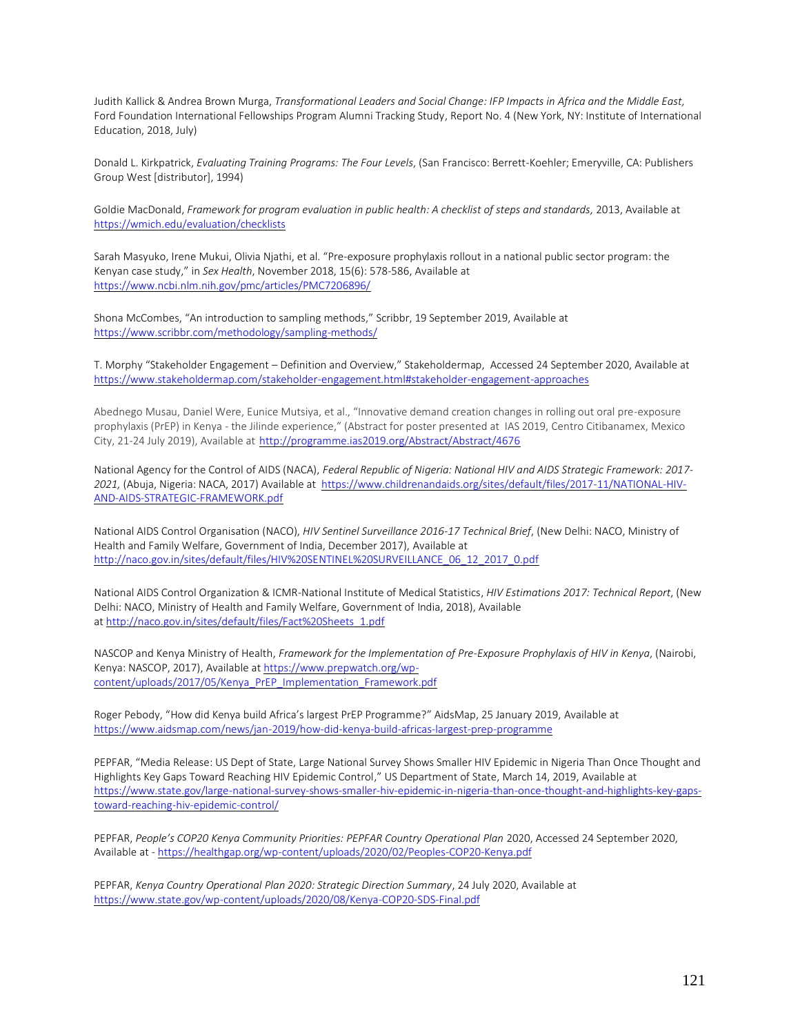Judith Kallick & Andrea Brown Murga, *Transformational Leaders and Social Change: IFP Impacts in Africa and the Middle East,* Ford Foundation International Fellowships Program Alumni Tracking Study, Report No. 4 (New York, NY: Institute of International Education, 2018, July)

Donald L. Kirkpatrick, *Evaluating Training Programs: The Four Levels*, (San Francisco: Berrett-Koehler; Emeryville, CA: Publishers Group West [distributor], 1994)

Goldie MacDonald, *Framework for program evaluation in public health: A checklist of steps and standards,* 2013, Available at https://wmich.edu/evaluation/checklists

Sarah Masyuko, Irene Mukui, Olivia Njathi, et al. "Pre-exposure prophylaxis rollout in a national public sector program: the Kenyan case study," in *Sex Health*, November 2018, 15(6): 578-586, Available at https://www.ncbi.nlm.nih.gov/pmc/articles/PMC7206896/

Shona McCombes, "An introduction to sampling methods," Scribbr, 19 September 2019, Available at https://www.scribbr.com/methodology/sampling-methods/

T. Morphy "Stakeholder Engagement – Definition and Overview," Stakeholdermap, Accessed 24 September 2020, Available at https://www.stakeholdermap.com/stakeholder-engagement.html#stakeholder-engagement-approaches

Abednego Musau, Daniel Were, Eunice Mutsiya, et al., "Innovative demand creation changes in rolling out oral pre-exposure prophylaxis (PrEP) in Kenya - the Jilinde experience," (Abstract for poster presented at IAS 2019, Centro Citibanamex, Mexico City, 21-24 July 2019), Available at http://programme.ias2019.org/Abstract/Abstract/4676

National Agency for the Control of AIDS (NACA), *Federal Republic of Nigeria: National HIV and AIDS Strategic Framework: 2017-2021,* (Abuja, Nigeria: NACA, 2017) Available at https://www.childrenandaids.org/sites/default/files/2017-11/NATIONAL-HIV-AND-AIDS-STRATEGIC-FRAMEWORK.pdf

National AIDS Control Organisation (NACO), *HIV Sentinel Surveillance 2016-17 Technical Brief*, (New Delhi: NACO, Ministry of Health and Family Welfare, Government of India, December 2017), Available at http://naco.gov.in/sites/default/files/HIV%20SENTINEL%20SURVEILLANCE_06_12_2017_0.pdf

National AIDS Control Organization & ICMR-National Institute of Medical Statistics, *HIV Estimations 2017: Technical Report*, (New Delhi: NACO, Ministry of Health and Family Welfare, Government of India, 2018), Available at http://naco.gov.in/sites/default/files/Fact%20Sheets_1.pdf

NASCOP and Kenya Ministry of Health, *Framework for the Implementation of Pre-Exposure Prophylaxis of HIV in Kenya*, (Nairobi, Kenya: NASCOP, 2017), Available at https://www.prepwatch.org/wp-content/uploads/2017/05/Kenya_PrEP_Implementation_Framework.pdf

Roger Pebody, "How did Kenya build Africa's largest PrEP Programme?" AidsMap, 25 January 2019, Available at https://www.aidsmap.com/news/jan-2019/how-did-kenya-build-africas-largest-prep-programme

PEPFAR, "Media Release: US Dept of State, Large National Survey Shows Smaller HIV Epidemic in Nigeria Than Once Thought and Highlights Key Gaps Toward Reaching HIV Epidemic Control," US Department of State, March 14, 2019, Available at https://www.state.gov/large-national-survey-shows-smaller-hiv-epidemic-in-nigeria-than-once-thought-and-highlights-key-gaps-toward-reaching-hiv-epidemic-control/

PEPFAR, *People's COP20 Kenya Community Priorities: PEPFAR Country Operational Plan* 2020, Accessed 24 September 2020, Available at - https://healthgap.org/wp-content/uploads/2020/02/Peoples-COP20-Kenya.pdf

PEPFAR, *Kenya Country Operational Plan 2020: Strategic Direction Summary*, 24 July 2020, Available at https://www.state.gov/wp-content/uploads/2020/08/Kenya-COP20-SDS-Final.pdf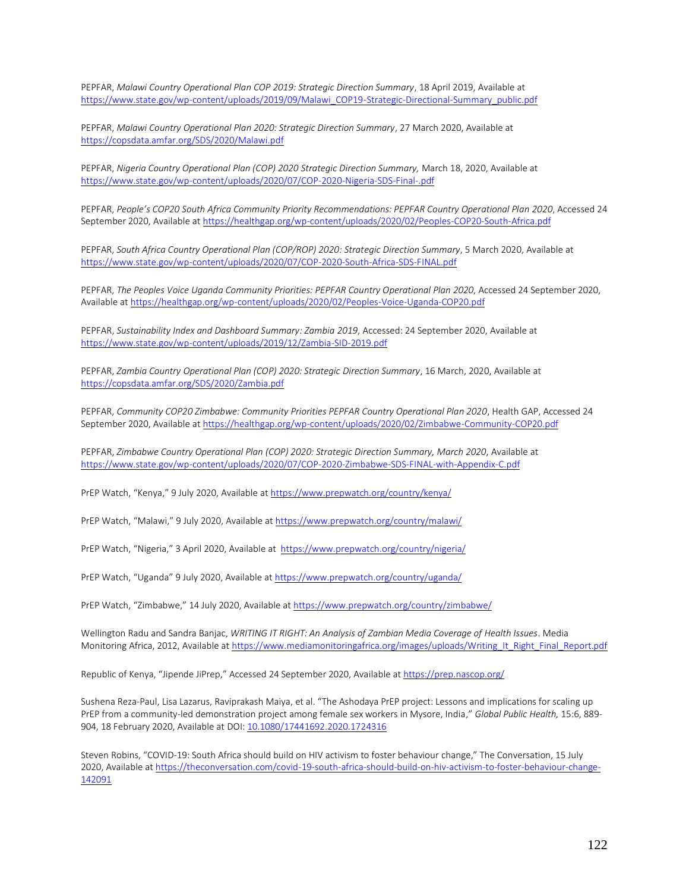PEPFAR, *Malawi Country Operational Plan COP 2019: Strategic Direction Summary*, 18 April 2019, Available at https://www.state.gov/wp-content/uploads/2019/09/Malawi_COP19-Strategic-Directional-Summary_public.pdf

PEPFAR, *Malawi Country Operational Plan 2020: Strategic Direction Summary*, 27 March 2020, Available at https://copsdata.amfar.org/SDS/2020/Malawi.pdf

PEPFAR, *Nigeria Country Operational Plan (COP) 2020 Strategic Direction Summary,* March 18, 2020, Available at https://www.state.gov/wp-content/uploads/2020/07/COP-2020-Nigeria-SDS-Final-.pdf

PEPFAR, *People's COP20 South Africa Community Priority Recommendations: PEPFAR Country Operational Plan 2020*, Accessed 24 September 2020, Available at https://healthgap.org/wp-content/uploads/2020/02/Peoples-COP20-South-Africa.pdf

PEPFAR, *South Africa Country Operational Plan (COP/ROP) 2020: Strategic Direction Summary*, 5 March 2020, Available at https://www.state.gov/wp-content/uploads/2020/07/COP-2020-South-Africa-SDS-FINAL.pdf

PEPFAR, *The Peoples Voice Uganda Community Priorities: PEPFAR Country Operational Plan 2020*, Accessed 24 September 2020, Available at https://healthgap.org/wp-content/uploads/2020/02/Peoples-Voice-Uganda-COP20.pdf

PEPFAR, *Sustainability Index and Dashboard Summary: Zambia 2019*, Accessed: 24 September 2020, Available at https://www.state.gov/wp-content/uploads/2019/12/Zambia-SID-2019.pdf

PEPFAR, *Zambia Country Operational Plan (COP) 2020: Strategic Direction Summary*, 16 March, 2020, Available at https://copsdata.amfar.org/SDS/2020/Zambia.pdf

PEPFAR, *Community COP20 Zimbabwe: Community Priorities PEPFAR Country Operational Plan 2020*, Health GAP, Accessed 24 September 2020, Available at https://healthgap.org/wp-content/uploads/2020/02/Zimbabwe-Community-COP20.pdf

PEPFAR, *Zimbabwe Country Operational Plan (COP) 2020: Strategic Direction Summary, March 2020*, Available at https://www.state.gov/wp-content/uploads/2020/07/COP-2020-Zimbabwe-SDS-FINAL-with-Appendix-C.pdf

PrEP Watch, "Kenya," 9 July 2020, Available at https://www.prepwatch.org/country/kenya/

PrEP Watch, "Malawi," 9 July 2020, Available at https://www.prepwatch.org/country/malawi/

PrEP Watch, "Nigeria," 3 April 2020, Available at https://www.prepwatch.org/country/nigeria/

PrEP Watch, "Uganda" 9 July 2020, Available at https://www.prepwatch.org/country/uganda/

PrEP Watch, "Zimbabwe," 14 July 2020, Available at https://www.prepwatch.org/country/zimbabwe/

Wellington Radu and Sandra Banjac, *WRITING IT RIGHT: An Analysis of Zambian Media Coverage of Health Issues*. Media Monitoring Africa, 2012, Available at https://www.mediamonitoringafrica.org/images/uploads/Writing_It_Right_Final_Report.pdf

Republic of Kenya, "Jipende JiPrep," Accessed 24 September 2020, Available at https://prep.nascop.org/

Sushena Reza-Paul, Lisa Lazarus, Raviprakash Maiya, et al. "The Ashodaya PrEP project: Lessons and implications for scaling up PrEP from a community-led demonstration project among female sex workers in Mysore, India," *Global Public Health,* 15:6, 889-904, 18 February 2020, Available at DOI: 10.1080/17441692.2020.1724316

Steven Robins, "COVID-19: South Africa should build on HIV activism to foster behaviour change," The Conversation, 15 July 2020, Available at https://theconversation.com/covid-19-south-africa-should-build-on-hiv-activism-to-foster-behaviour-change-142091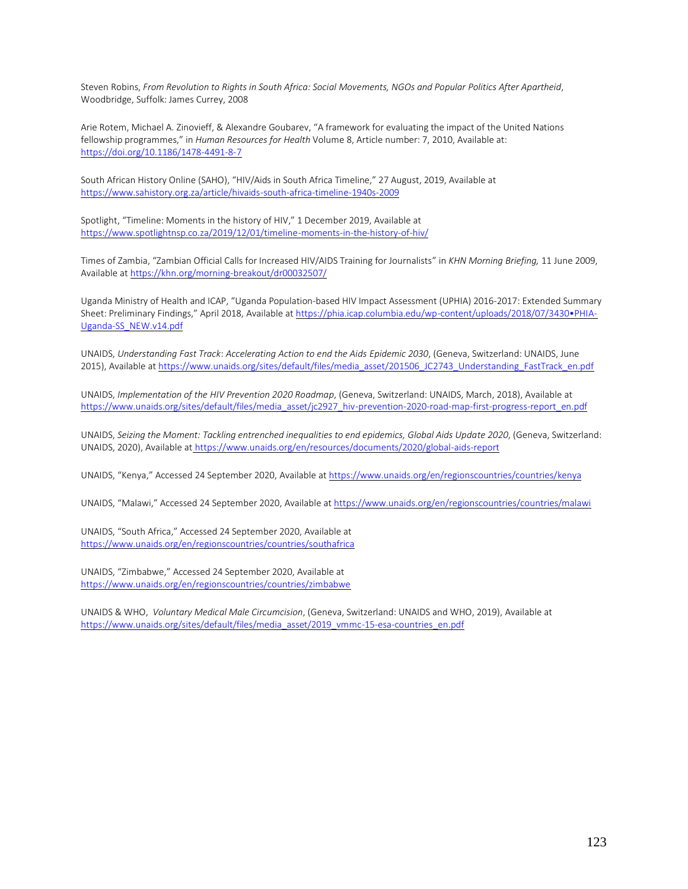Steven Robins, *From Revolution to Rights in South Africa: Social Movements, NGOs and Popular Politics After Apartheid*, Woodbridge, Suffolk: James Currey, 2008

Arie Rotem, Michael A. Zinovieff, & Alexandre Goubarev, "A framework for evaluating the impact of the United Nations fellowship programmes," in *Human Resources for Health* Volume 8, Article number: 7, 2010, Available at: https://doi.org/10.1186/1478-4491-8-7

South African History Online (SAHO), "HIV/Aids in South Africa Timeline," 27 August, 2019, Available at https://www.sahistory.org.za/article/hivaids-south-africa-timeline-1940s-2009

Spotlight, "Timeline: Moments in the history of HIV," 1 December 2019, Available at https://www.spotlightnsp.co.za/2019/12/01/timeline-moments-in-the-history-of-hiv/

Times of Zambia, "Zambian Official Calls for Increased HIV/AIDS Training for Journalists" in *KHN Morning Briefing,* 11 June 2009, Available at https://khn.org/morning-breakout/dr00032507/

Uganda Ministry of Health and ICAP, "Uganda Population-based HIV Impact Assessment (UPHIA) 2016-2017: Extended Summary Sheet: Preliminary Findings," April 2018, Available at https://phia.icap.columbia.edu/wp-content/uploads/2018/07/3430•PHIA-Uganda-SS_NEW.v14.pdf

UNAIDS, *Understanding Fast Track*: *Accelerating Action to end the Aids Epidemic 2030*, (Geneva, Switzerland: UNAIDS, June 2015), Available at https://www.unaids.org/sites/default/files/media_asset/201506_JC2743_Understanding_FastTrack_en.pdf

UNAIDS, *Implementation of the HIV Prevention 2020 Roadmap*, (Geneva, Switzerland: UNAIDS, March, 2018), Available at https://www.unaids.org/sites/default/files/media_asset/jc2927_hiv-prevention-2020-road-map-first-progress-report_en.pdf

UNAIDS, *Seizing the Moment: Tackling entrenched inequalities to end epidemics, Global Aids Update 2020*, (Geneva, Switzerland: UNAIDS, 2020), Available at https://www.unaids.org/en/resources/documents/2020/global-aids-report

UNAIDS, "Kenya," Accessed 24 September 2020, Available at https://www.unaids.org/en/regionscountries/countries/kenya

UNAIDS, "Malawi," Accessed 24 September 2020, Available at https://www.unaids.org/en/regionscountries/countries/malawi

UNAIDS, "South Africa," Accessed 24 September 2020, Available at https://www.unaids.org/en/regionscountries/countries/southafrica

UNAIDS, "Zimbabwe," Accessed 24 September 2020, Available at https://www.unaids.org/en/regionscountries/countries/zimbabwe

UNAIDS & WHO, *Voluntary Medical Male Circumcision*, (Geneva, Switzerland: UNAIDS and WHO, 2019), Available at https://www.unaids.org/sites/default/files/media_asset/2019_vmmc-15-esa-countries_en.pdf